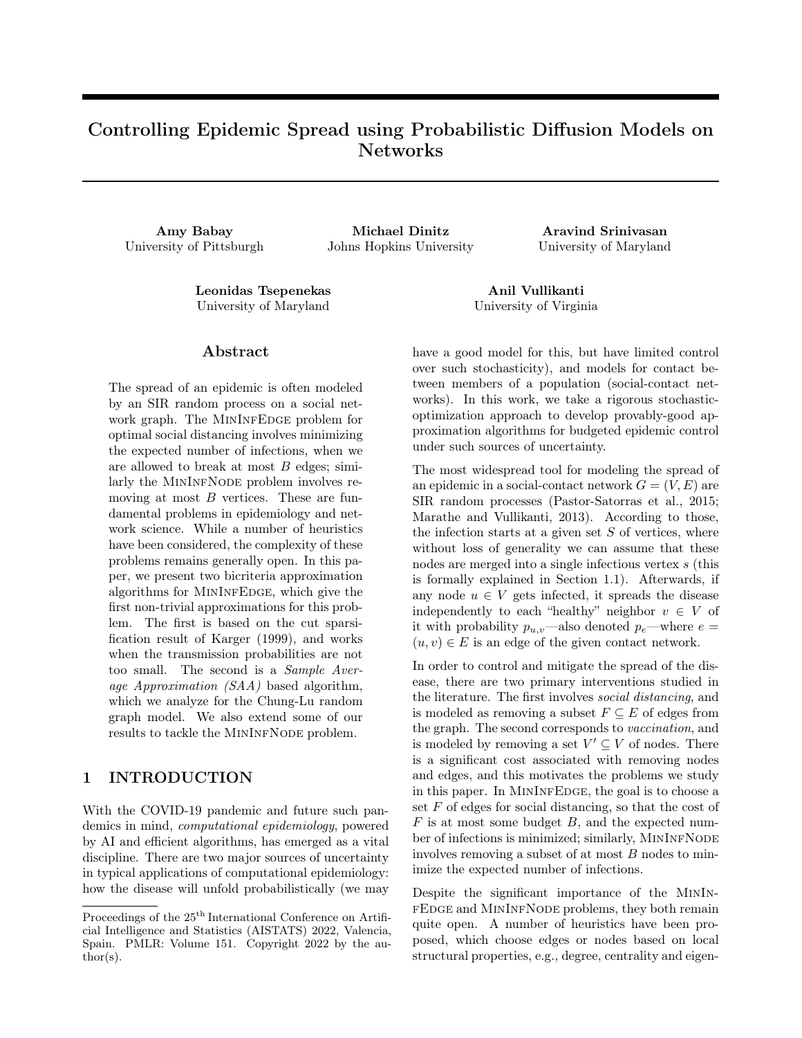# Controlling Epidemic Spread using Probabilistic Diffusion Models on Networks

**Amy Babay**
University of Pittsburgh

**Michael Dinitz**
Johns Hopkins University

**Aravind Srinivasan**
University of Maryland

**Leonidas Tsepenekas**
University of Maryland

**Anil Vullikanti**
University of Virginia

## Abstract

The spread of an epidemic is often modeled by an SIR random process on a social network graph. The MinInfEdge problem for optimal social distancing involves minimizing the expected number of infections, when we are allowed to break at most $B$ edges; similarly the MinInfNode problem involves removing at most $B$ vertices. These are fundamental problems in epidemiology and network science. While a number of heuristics have been considered, the complexity of these problems remains generally open. In this paper, we present two bicriteria approximation algorithms for MinInfEdge, which give the first non-trivial approximations for this problem. The first is based on the cut sparsification result of Karger (1999), and works when the transmission probabilities are not too small. The second is a *Sample Average Approximation (SAA)* based algorithm, which we analyze for the Chung-Lu random graph model. We also extend some of our results to tackle the MinInfNode problem.

## 1 INTRODUCTION

With the COVID-19 pandemic and future such pandemics in mind, *computational epidemiology*, powered by AI and efficient algorithms, has emerged as a vital discipline. There are two major sources of uncertainty in typical applications of computational epidemiology: how the disease will unfold probabilistically (we may have a good model for this, but have limited control over such stochasticity), and models for contact between members of a population (social-contact networks). In this work, we take a rigorous stochastic-optimization approach to develop provably-good approximation algorithms for budgeted epidemic control under such sources of uncertainty.

The most widespread tool for modeling the spread of an epidemic in a social-contact network $G = (V, E)$ are SIR random processes (Pastor-Satorras et al., 2015; Marathe and Vullikanti, 2013). According to those, the infection starts at a given set $S$ of vertices, where without loss of generality we can assume that these nodes are merged into a single infectious vertex $s$ (this is formally explained in Section 1.1). Afterwards, if any node $u \in V$ gets infected, it spreads the disease independently to each "healthy" neighbor $v \in V$ of it with probability $p_{u,v}$—also denoted $p_e$—where $e = (u, v) \in E$ is an edge of the given contact network.

In order to control and mitigate the spread of the disease, there are two primary interventions studied in the literature. The first involves *social distancing*, and is modeled as removing a subset $F \subseteq E$ of edges from the graph. The second corresponds to *vaccination*, and is modeled by removing a set $V' \subseteq V$ of nodes. There is a significant cost associated with removing nodes and edges, and this motivates the problems we study in this paper. In MinInfEdge, the goal is to choose a set $F$ of edges for social distancing, so that the cost of $F$ is at most some budget $B$, and the expected number of infections is minimized; similarly, MinInfNode involves removing a subset of at most $B$ nodes to minimize the expected number of infections.

Despite the significant importance of the MinInfEdge and MinInfNode problems, they both remain quite open. A number of heuristics have been proposed, which choose edges or nodes based on local structural properties, e.g., degree, centrality and eigen-

Proceedings of the 25[th] International Conference on Artificial Intelligence and Statistics (AISTATS) 2022, Valencia, Spain. PMLR: Volume 151. Copyright 2022 by the author(s).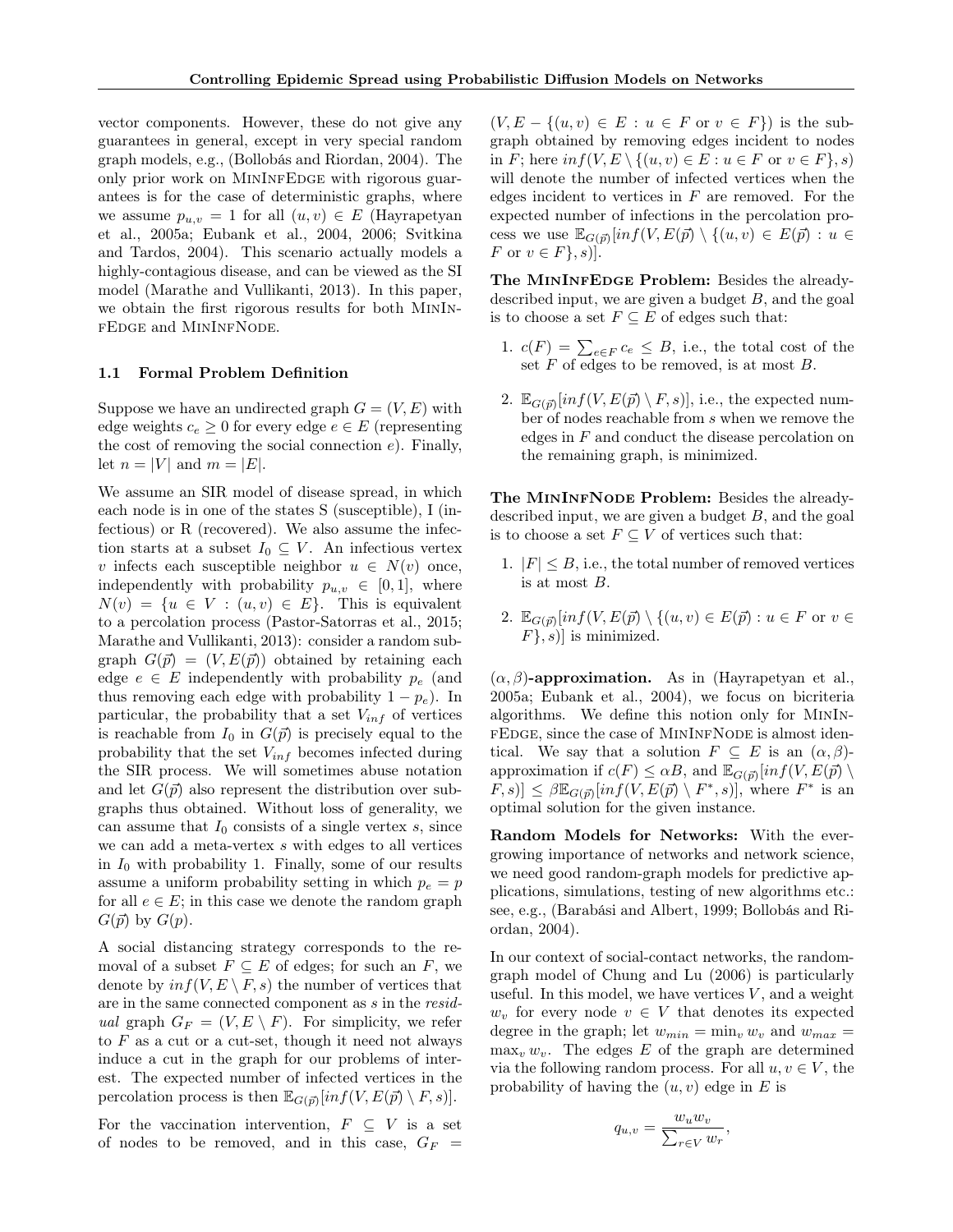vector components. However, these do not give any guarantees in general, except in very special random graph models, e.g., (Bollobás and Riordan, 2004). The only prior work on MinInfEdge with rigorous guarantees is for the case of deterministic graphs, where we assume $p_{u,v} = 1$ for all $(u, v) \in E$ (Hayrapetyan et al., 2005a; Eubank et al., 2004, 2006; Svitkina and Tardos, 2004). This scenario actually models a highly-contagious disease, and can be viewed as the SI model (Marathe and Vullikanti, 2013). In this paper, we obtain the first rigorous results for both MinInfEdge and MinInfNode.

### 1.1 Formal Problem Definition

Suppose we have an undirected graph $G = (V, E)$ with edge weights $c_e \geq 0$ for every edge $e \in E$ (representing the cost of removing the social connection $e$). Finally, let $n = |V|$ and $m = |E|$.

We assume an SIR model of disease spread, in which each node is in one of the states S (susceptible), I (infectious) or R (recovered). We also assume the infection starts at a subset $I_0 \subseteq V$. An infectious vertex $v$ infects each susceptible neighbor $u \in N(v)$ once, independently with probability $p_{u,v} \in [0, 1]$, where $N(v) = \{u \in V : (u, v) \in E\}$. This is equivalent to a percolation process (Pastor-Satorras et al., 2015; Marathe and Vullikanti, 2013): consider a random subgraph $G(\vec{p}) = (V, E(\vec{p}))$ obtained by retaining each edge $e \in E$ independently with probability $p_e$ (and thus removing each edge with probability $1 - p_e$). In particular, the probability that a set $V_{inf}$ of vertices is reachable from $I_0$ in $G(\vec{p})$ is precisely equal to the probability that the set $V_{inf}$ becomes infected during the SIR process. We will sometimes abuse notation and let $G(\vec{p})$ also represent the distribution over subgraphs thus obtained. Without loss of generality, we can assume that $I_0$ consists of a single vertex $s$, since we can add a meta-vertex $s$ with edges to all vertices in $I_0$ with probability 1. Finally, some of our results assume a uniform probability setting in which $p_e = p$ for all $e \in E$; in this case we denote the random graph $G(\vec{p})$ by $G(p)$.

A social distancing strategy corresponds to the removal of a subset $F \subseteq E$ of edges; for such an $F$, we denote by $inf(V, E \setminus F, s)$ the number of vertices that are in the same connected component as $s$ in the *residual* graph $G_F = (V, E \setminus F)$. For simplicity, we refer to $F$ as a cut or a cut-set, though it need not always induce a cut in the graph for our problems of interest. The expected number of infected vertices in the percolation process is then $\mathbb{E}_{G(\vec{p})}[inf(V, E(\vec{p}) \setminus F, s)]$.

For the vaccination intervention, $F \subseteq V$ is a set of nodes to be removed, and in this case, $G_F = (V, E - \{(u, v) \in E : u \in F \text{ or } v \in F\})$ is the subgraph obtained by removing edges incident to nodes in $F$; here $inf(V, E \setminus \{(u, v) \in E : u \in F \text{ or } v \in F\}, s)$ will denote the number of infected vertices when the edges incident to vertices in $F$ are removed. For the expected number of infections in the percolation process we use $\mathbb{E}_{G(\vec{p})}[inf(V, E(\vec{p}) \setminus \{(u, v) \in E(\vec{p}) : u \in F \text{ or } v \in F\}, s)]$.

**The MinInfEdge Problem:** Besides the already-described input, we are given a budget $B$, and the goal is to choose a set $F \subseteq E$ of edges such that:

1. $c(F) = \sum_{e \in F} c_e \leq B$, i.e., the total cost of the set $F$ of edges to be removed, is at most $B$.

2. $\mathbb{E}_{G(\vec{p})}[inf(V, E(\vec{p}) \setminus F, s)]$, i.e., the expected number of nodes reachable from $s$ when we remove the edges in $F$ and conduct the disease percolation on the remaining graph, is minimized.

**The MinInfNode Problem:** Besides the already-described input, we are given a budget $B$, and the goal is to choose a set $F \subseteq V$ of vertices such that:

1. $|F| \leq B$, i.e., the total number of removed vertices is at most $B$.

2. $\mathbb{E}_{G(\vec{p})}[inf(V, E(\vec{p}) \setminus \{(u, v) \in E(\vec{p}) : u \in F \text{ or } v \in F\}, s)]$ is minimized.

**$(\alpha, \beta)$-approximation.** As in (Hayrapetyan et al., 2005a; Eubank et al., 2004), we focus on bicriteria algorithms. We define this notion only for MinInfEdge, since the case of MinInfNode is almost identical. We say that a solution $F \subseteq E$ is an $(\alpha, \beta)$-approximation if $c(F) \leq \alpha B$, and $\mathbb{E}_{G(\vec{p})}[inf(V, E(\vec{p}) \setminus F, s)] \leq \beta \mathbb{E}_{G(\vec{p})}[inf(V, E(\vec{p}) \setminus F^*, s)]$, where $F^*$ is an optimal solution for the given instance.

**Random Models for Networks:** With the ever-growing importance of networks and network science, we need good random-graph models for predictive applications, simulations, testing of new algorithms etc.: see, e.g., (Barabási and Albert, 1999; Bollobás and Riordan, 2004).

In our context of social-contact networks, the random-graph model of Chung and Lu (2006) is particularly useful. In this model, we have vertices $V$, and a weight $w_v$ for every node $v \in V$ that denotes its expected degree in the graph; let $w_{min} = \min_v w_v$ and $w_{max} = \max_v w_v$. The edges $E$ of the graph are determined via the following random process. For all $u, v \in V$, the probability of having the $(u, v)$ edge in $E$ is

$$q_{u,v} = \frac{w_u w_v}{\sum_{r \in V} w_r},$$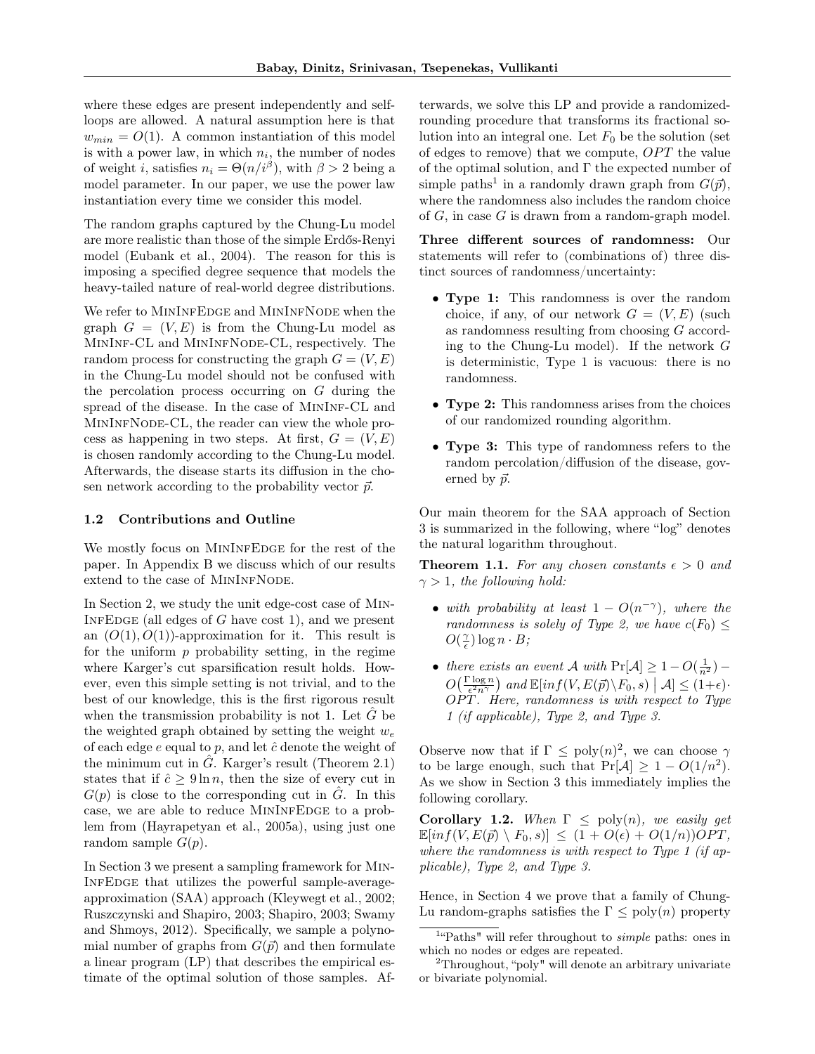where these edges are present independently and self-loops are allowed. A natural assumption here is that $w_{min} = O(1)$. A common instantiation of this model is with a power law, in which $n_i$, the number of nodes of weight $i$, satisfies $n_i = \Theta(n/i^{\beta})$, with $\beta > 2$ being a model parameter. In our paper, we use the power law instantiation every time we consider this model.

The random graphs captured by the Chung-Lu model are more realistic than those of the simple Erdős-Renyi model (Eubank et al., 2004). The reason for this is imposing a specified degree sequence that models the heavy-tailed nature of real-world degree distributions.

We refer to MinInfEdge and MinInfNode when the graph $G = (V, E)$ is from the Chung-Lu model as MinInf-CL and MinInfNode-CL, respectively. The random process for constructing the graph $G = (V, E)$ in the Chung-Lu model should not be confused with the percolation process occurring on $G$ during the spread of the disease. In the case of MinInf-CL and MinInfNode-CL, the reader can view the whole process as happening in two steps. At first, $G = (V, E)$ is chosen randomly according to the Chung-Lu model. Afterwards, the disease starts its diffusion in the chosen network according to the probability vector $\vec{p}$.

### 1.2 Contributions and Outline

We mostly focus on MinInfEdge for the rest of the paper. In Appendix B we discuss which of our results extend to the case of MinInfNode.

In Section 2, we study the unit edge-cost case of MinInfEdge (all edges of $G$ have cost 1), and we present an $(O(1), O(1))$-approximation for it. This result is for the uniform $p$ probability setting, in the regime where Karger's cut sparsification result holds. However, even this simple setting is not trivial, and to the best of our knowledge, this is the first rigorous result when the transmission probability is not 1. Let $\hat{G}$ be the weighted graph obtained by setting the weight $w_e$ of each edge $e$ equal to $p$, and let $\hat{c}$ denote the weight of the minimum cut in $\hat{G}$. Karger's result (Theorem 2.1) states that if $\hat{c} \geq 9 \ln n$, then the size of every cut in $G(p)$ is close to the corresponding cut in $\hat{G}$. In this case, we are able to reduce MinInfEdge to a problem from (Hayrapetyan et al., 2005a), using just one random sample $G(p)$.

In Section 3 we present a sampling framework for MinInfEdge that utilizes the powerful sample-average-approximation (SAA) approach (Kleywegt et al., 2002; Ruszczynski and Shapiro, 2003; Shapiro, 2003; Swamy and Shmoys, 2012). Specifically, we sample a polynomial number of graphs from $G(\vec{p})$ and then formulate a linear program (LP) that describes the empirical estimate of the optimal solution of those samples. Afterwards, we solve this LP and provide a randomized-rounding procedure that transforms its fractional solution into an integral one. Let $F_0$ be the solution (set of edges to remove) that we compute, $OPT$ the value of the optimal solution, and $\Gamma$ the expected number of simple paths[1] in a randomly drawn graph from $G(\vec{p})$, where the randomness also includes the random choice of $G$, in case $G$ is drawn from a random-graph model.

**Three different sources of randomness:** Our statements will refer to (combinations of) three distinct sources of randomness/uncertainty:

- **Type 1:** This randomness is over the random choice, if any, of our network $G = (V, E)$ (such as randomness resulting from choosing $G$ according to the Chung-Lu model). If the network $G$ is deterministic, Type 1 is vacuous: there is no randomness.
- **Type 2:** This randomness arises from the choices of our randomized rounding algorithm.
- **Type 3:** This type of randomness refers to the random percolation/diffusion of the disease, governed by $\vec{p}$.

Our main theorem for the SAA approach of Section 3 is summarized in the following, where "log" denotes the natural logarithm throughout.

**Theorem 1.1.** *For any chosen constants $\epsilon > 0$ and $\gamma > 1$, the following hold:*

- *with probability at least $1 - O(n^{-\gamma})$, where the randomness is solely of Type 2, we have $c(F_0) \leq O(\frac{\gamma}{\epsilon}) \log n \cdot B$;*
- *there exists an event $\mathcal{A}$ with $\Pr[\mathcal{A}] \geq 1 - O(\frac{1}{n^2}) - O\big(\frac{\Gamma \log n}{\epsilon^2 n^{\gamma}}\big)$ and $\mathbb{E}[inf(V, E(\vec{p}) \setminus F_0, s) \mid \mathcal{A}] \leq (1+\epsilon) \cdot OPT$. Here, randomness is with respect to Type 1 (if applicable), Type 2, and Type 3.*

Observe now that if $\Gamma \leq \text{poly}(n)$[2], we can choose $\gamma$ to be large enough, such that $\Pr[\mathcal{A}] \geq 1 - O(1/n^2)$. As we show in Section 3 this immediately implies the following corollary.

**Corollary 1.2.** *When $\Gamma \leq \text{poly}(n)$, we easily get $\mathbb{E}[inf(V, E(\vec{p}) \setminus F_0, s)] \leq (1 + O(\epsilon) + O(1/n))OPT$, where the randomness is with respect to Type 1 (if applicable), Type 2, and Type 3.*

Hence, in Section 4 we prove that a family of Chung-Lu random-graphs satisfies the $\Gamma \leq \text{poly}(n)$ property

[1] "Paths" will refer throughout to *simple* paths: ones in which no nodes or edges are repeated.

[2] Throughout, "poly" will denote an arbitrary univariate or bivariate polynomial.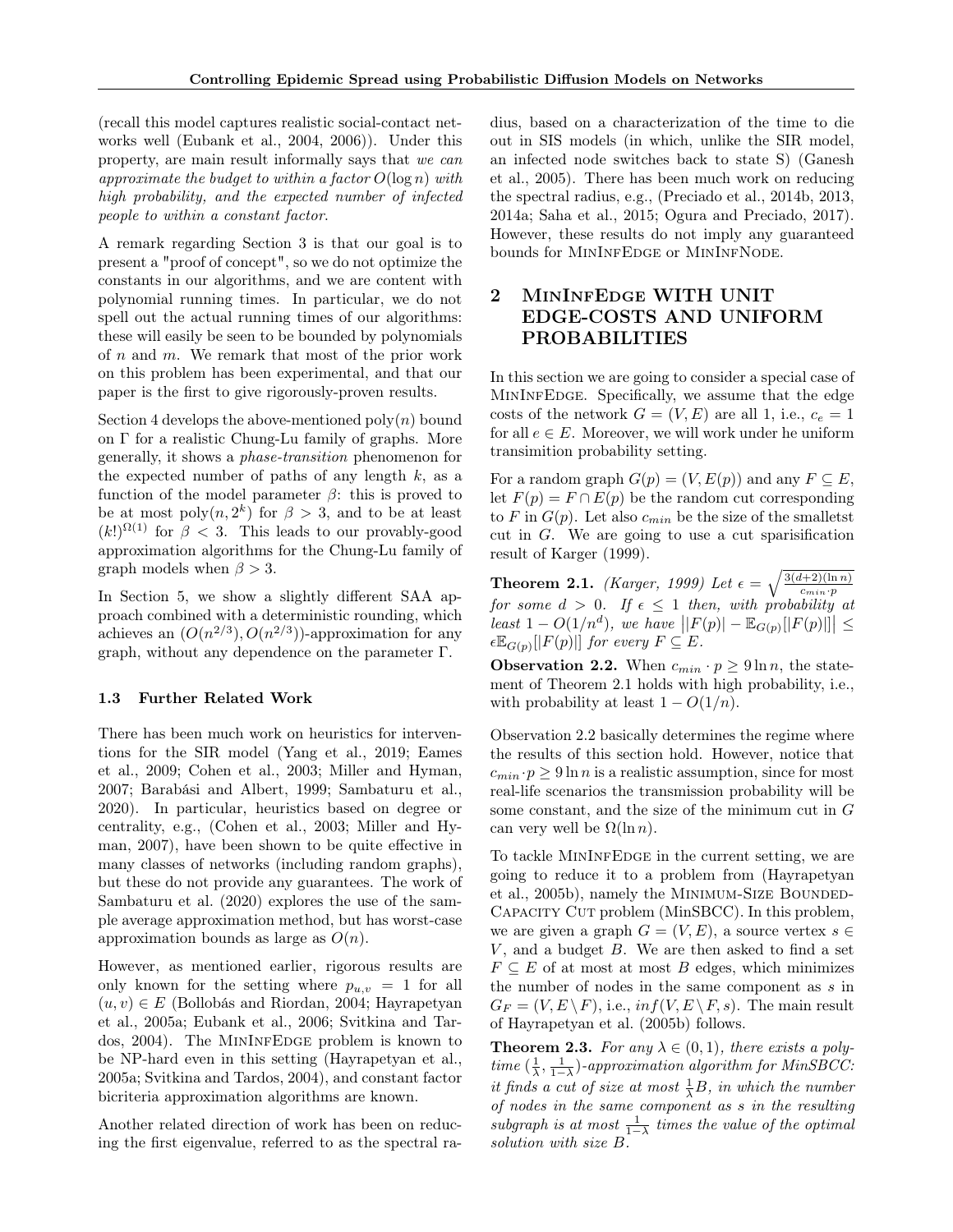(recall this model captures realistic social-contact networks well (Eubank et al., 2004, 2006)). Under this property, are main result informally says that *we can approximate the budget to within a factor $O(\log n)$ with high probability, and the expected number of infected people to within a constant factor*.

A remark regarding Section 3 is that our goal is to present a "proof of concept", so we do not optimize the constants in our algorithms, and we are content with polynomial running times. In particular, we do not spell out the actual running times of our algorithms: these will easily be seen to be bounded by polynomials of $n$ and $m$. We remark that most of the prior work on this problem has been experimental, and that our paper is the first to give rigorously-proven results.

Section 4 develops the above-mentioned $\text{poly}(n)$ bound on $\Gamma$ for a realistic Chung-Lu family of graphs. More generally, it shows a *phase-transition* phenomenon for the expected number of paths of any length $k$, as a function of the model parameter $\beta$: this is proved to be at most $\text{poly}(n, 2^k)$ for $\beta > 3$, and to be at least $(k!)^{\Omega(1)}$ for $\beta < 3$. This leads to our provably-good approximation algorithms for the Chung-Lu family of graph models when $\beta > 3$.

In Section 5, we show a slightly different SAA approach combined with a deterministic rounding, which achieves an $(O(n^{2/3}), O(n^{2/3}))$-approximation for any graph, without any dependence on the parameter $\Gamma$.

### 1.3 Further Related Work

There has been much work on heuristics for interventions for the SIR model (Yang et al., 2019; Eames et al., 2009; Cohen et al., 2003; Miller and Hyman, 2007; Barabási and Albert, 1999; Sambaturu et al., 2020). In particular, heuristics based on degree or centrality, e.g., (Cohen et al., 2003; Miller and Hyman, 2007), have been shown to be quite effective in many classes of networks (including random graphs), but these do not provide any guarantees. The work of Sambaturu et al. (2020) explores the use of the sample average approximation method, but has worst-case approximation bounds as large as $O(n)$.

However, as mentioned earlier, rigorous results are only known for the setting where $p_{u,v} = 1$ for all $(u, v) \in E$ (Bollobás and Riordan, 2004; Hayrapetyan et al., 2005a; Eubank et al., 2006; Svitkina and Tardos, 2004). The MinInfEdge problem is known to be NP-hard even in this setting (Hayrapetyan et al., 2005a; Svitkina and Tardos, 2004), and constant factor bicriteria approximation algorithms are known.

Another related direction of work has been on reducing the first eigenvalue, referred to as the spectral radius, based on a characterization of the time to die out in SIS models (in which, unlike the SIR model, an infected node switches back to state S) (Ganesh et al., 2005). There has been much work on reducing the spectral radius, e.g., (Preciado et al., 2014b, 2013, 2014a; Saha et al., 2015; Ogura and Preciado, 2017). However, these results do not imply any guaranteed bounds for MinInfEdge or MinInfNode.

## 2 MinInfEdge WITH UNIT EDGE-COSTS AND UNIFORM PROBABILITIES

In this section we are going to consider a special case of MinInfEdge. Specifically, we assume that the edge costs of the network $G = (V, E)$ are all 1, i.e., $c_e = 1$ for all $e \in E$. Moreover, we will work under he uniform transimition probability setting.

For a random graph $G(p) = (V, E(p))$ and any $F \subseteq E$, let $F(p) = F \cap E(p)$ be the random cut corresponding to $F$ in $G(p)$. Let also $c_{min}$ be the size of the smalletst cut in $G$. We are going to use a cut sparisification result of Karger (1999).

**Theorem 2.1.** *(Karger, 1999) Let $\epsilon = \sqrt{\frac{3(d+2)(\ln n)}{c_{min} \cdot p}}$ for some $d > 0$. If $\epsilon \leq 1$ then, with probability at least $1 - O(1/n^d)$, we have $\big||F(p)| - \mathbb{E}_{G(p)}[|F(p)|]\big| \leq \epsilon \mathbb{E}_{G(p)}[|F(p)|]$ for every $F \subseteq E$.*

**Observation 2.2.** When $c_{min} \cdot p \geq 9 \ln n$, the statement of Theorem 2.1 holds with high probability, i.e., with probability at least $1 - O(1/n)$.

Observation 2.2 basically determines the regime where the results of this section hold. However, notice that $c_{min} \cdot p \geq 9 \ln n$ is a realistic assumption, since for most real-life scenarios the transmission probability will be some constant, and the size of the minimum cut in $G$ can very well be $\Omega(\ln n)$.

To tackle MinInfEdge in the current setting, we are going to reduce it to a problem from (Hayrapetyan et al., 2005b), namely the Minimum-Size Bounded-Capacity Cut problem (MinSBCC). In this problem, we are given a graph $G = (V, E)$, a source vertex $s \in V$, and a budget $B$. We are then asked to find a set $F \subseteq E$ of at most at most $B$ edges, which minimizes the number of nodes in the same component as $s$ in $G_F = (V, E \setminus F)$, i.e., $inf(V, E \setminus F, s)$. The main result of Hayrapetyan et al. (2005b) follows.

**Theorem 2.3.** *For any $\lambda \in (0, 1)$, there exists a poly-time $(\frac{1}{\lambda}, \frac{1}{1-\lambda})$-approximation algorithm for MinSBCC: it finds a cut of size at most $\frac{1}{\lambda}B$, in which the number of nodes in the same component as $s$ in the resulting subgraph is at most $\frac{1}{1-\lambda}$ times the value of the optimal solution with size $B$.*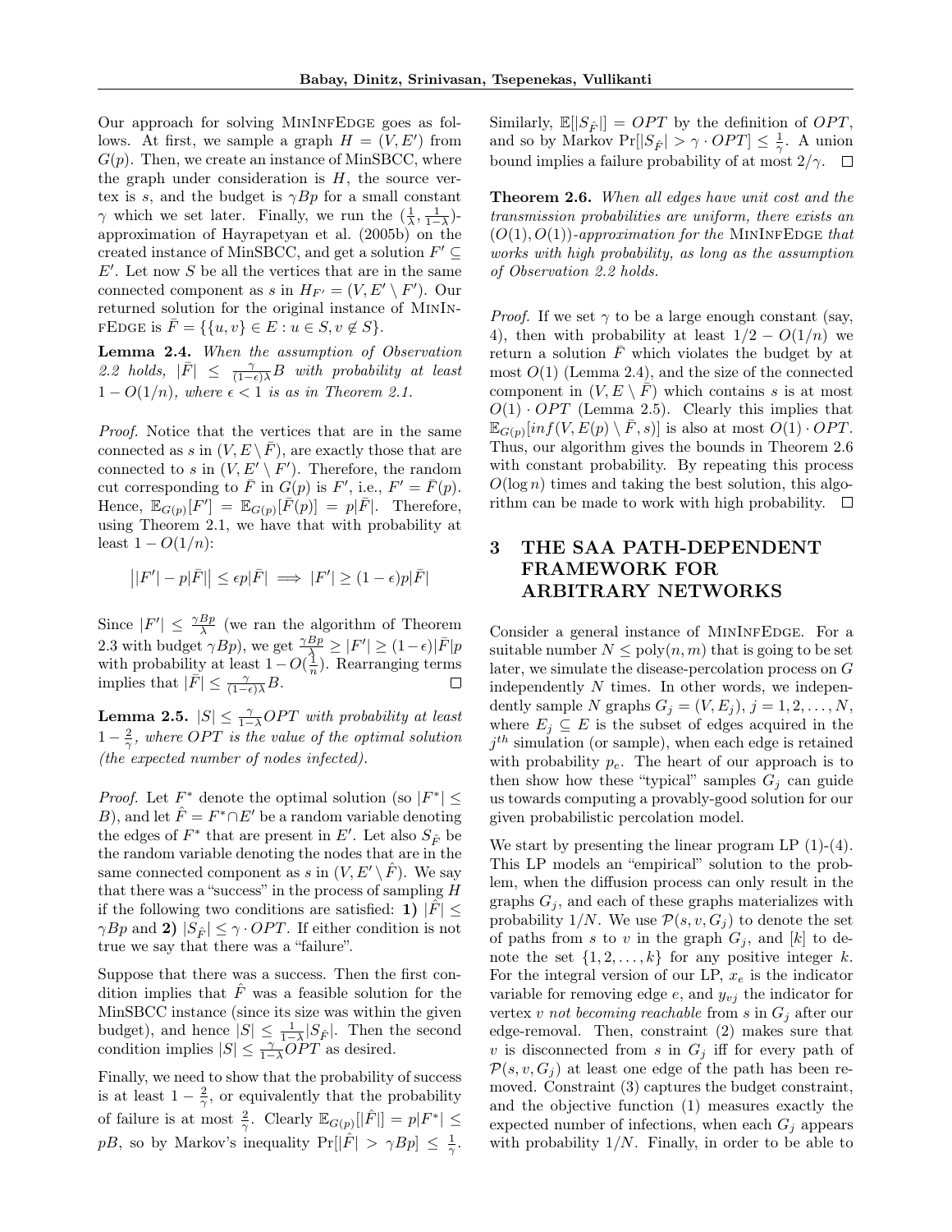Our approach for solving MinInfEdge goes as follows. At first, we sample a graph $H = (V, E')$ from $G(p)$. Then, we create an instance of MinSBCC, where the graph under consideration is $H$, the source vertex is $s$, and the budget is $\gamma Bp$ for a small constant $\gamma$ which we set later. Finally, we run the $(\frac{1}{\lambda}, \frac{1}{1-\lambda})$-approximation of Hayrapetyan et al. (2005b) on the created instance of MinSBCC, and get a solution $F' \subseteq E'$. Let now $S$ be all the vertices that are in the same connected component as $s$ in $H_{F'} = (V, E' \setminus F')$. Our returned solution for the original instance of MinInfEdge is $\bar{F} = \{\{u, v\} \in E : u \in S, v \notin S\}$.

**Lemma 2.4.** *With the assumption of Observation 2.2 holds, $|\bar{F}| \leq \frac{\gamma}{(1-\epsilon)\lambda} B$ with probability at least $1 - O(1/n)$, where $\epsilon < 1$ is as in Theorem 2.1.*

*Proof.* Notice that the vertices that are in the same connected as $s$ in $(V, E \setminus \bar{F})$, are exactly those that are connected to $s$ in $(V, E' \setminus F')$. Therefore, the random cut corresponding to $\bar{F}$ in $G(p)$ is $F'$, i.e., $F' = \bar{F}(p)$. Hence, $\mathbb{E}_{G(p)}[F'] = \mathbb{E}_{G(p)}[\bar{F}(p)] = p|\bar{F}|$. Therefore, using Theorem 2.1, we have that with probability at least $1 - O(1/n)$:

$$\big||F'| - p|\bar{F}|\big| \leq \epsilon p|\bar{F}| \implies |F'| \geq (1-\epsilon)p|\bar{F}|$$

Since $|F'| \leq \frac{\gamma Bp}{\lambda}$ (we ran the algorithm of Theorem 2.3 with budget $\gamma Bp$), we get $\frac{\gamma Bp}{\lambda} \geq |F'| \geq (1-\epsilon)|\bar{F}|p$ with probability at least $1 - O(\frac{1}{n})$. Rearranging terms implies that $|\bar{F}| \leq \frac{\gamma}{(1-\epsilon)\lambda} B$. $\square$

**Lemma 2.5.** *$|S| \leq \frac{\gamma}{1-\lambda} OPT$ with probability at least $1 - \frac{2}{\gamma}$, where $OPT$ is the value of the optimal solution (the expected number of nodes infected).*

*Proof.* Let $F^*$ denote the optimal solution (so $|F^*| \leq B$), and let $\hat{F} = F^* \cap E'$ be a random variable denoting the edges of $F^*$ that are present in $E'$. Let also $S_{\hat{F}}$ be the random variable denoting the nodes that are in the same connected component as $s$ in $(V, E' \setminus \hat{F})$. We say that there was a "success" in the process of sampling $H$ if the following two conditions are satisfied: **1)** $|\hat{F}| \leq \gamma Bp$ and **2)** $|S_{\hat{F}}| \leq \gamma \cdot OPT$. If either condition is not true we say that there was a "failure".

Suppose that there was a success. Then the first condition implies that $\hat{F}$ was a feasible solution for the MinSBCC instance (since its size was within the given budget), and hence $|S| \leq \frac{1}{1-\lambda}|S_{\hat{F}}|$. Then the second condition implies $|S| \leq \frac{\gamma}{1-\lambda} OPT$ as desired.

Finally, we need to show that the probability of success is at least $1 - \frac{2}{\gamma}$, or equivalently that the probability of failure is at most $\frac{2}{\gamma}$. Clearly $\mathbb{E}_{G(p)}[|\hat{F}|] = p|F^*| \leq pB$, so by Markov's inequality $\Pr[|\hat{F}| > \gamma Bp] \leq \frac{1}{\gamma}$. Similarly, $\mathbb{E}[|S_{\hat{F}}|] = OPT$ by the definition of $OPT$, and so by Markov $\Pr[|S_{\hat{F}}| > \gamma \cdot OPT] \leq \frac{1}{\gamma}$. A union bound implies a failure probability of at most $2/\gamma$. $\square$

**Theorem 2.6.** *When all edges have unit cost and the transmission probabilities are uniform, there exists an $(O(1), O(1))$-approximation for the MinInfEdge that works with high probability, as long as the assumption of Observation 2.2 holds.*

*Proof.* If we set $\gamma$ to be a large enough constant (say, 4), then with probability at least $1/2 - O(1/n)$ we return a solution $\bar{F}$ which violates the budget by at most $O(1)$ (Lemma 2.4), and the size of the connected component in $(V, E \setminus \bar{F})$ which contains $s$ is at most $O(1) \cdot OPT$ (Lemma 2.5). Clearly this implies that $\mathbb{E}_{G(p)}[inf(V, E(p) \setminus \bar{F}, s)]$ is also at most $O(1) \cdot OPT$. Thus, our algorithm gives the bounds in Theorem 2.6 with constant probability. By repeating this process $O(\log n)$ times and taking the best solution, this algorithm can be made to work with high probability. $\square$

# 3 THE SAA PATH-DEPENDENT FRAMEWORK FOR ARBITRARY NETWORKS

Consider a general instance of MinInfEdge. For a suitable number $N \leq \text{poly}(n, m)$ that is going to be set later, we simulate the disease-percolation process on $G$ independently $N$ times. In other words, we independently sample $N$ graphs $G_j = (V, E_j)$, $j = 1, 2, \ldots, N$, where $E_j \subseteq E$ is the subset of edges acquired in the $j^{th}$ simulation (or sample), when each edge is retained with probability $p_e$. The heart of our approach is to then show how these "typical" samples $G_j$ can guide us towards computing a provably-good solution for our given probabilistic percolation model.

We start by presenting the linear program LP (1)-(4). This LP models an "empirical" solution to the problem, when the diffusion process can only result in the graphs $G_j$, and each of these graphs materializes with probability $1/N$. We use $\mathcal{P}(s, v, G_j)$ to denote the set of paths from $s$ to $v$ in the graph $G_j$, and $[k]$ to denote the set $\{1, 2, \ldots, k\}$ for any positive integer $k$. For the integral version of our LP, $x_e$ is the indicator variable for removing edge $e$, and $y_{vj}$ the indicator for vertex $v$ *not becoming reachable* from $s$ in $G_j$ after our edge-removal. Then, constraint (2) makes sure that $v$ is disconnected from $s$ in $G_j$ iff for every path of $\mathcal{P}(s, v, G_j)$ at least one edge of the path has been removed. Constraint (3) captures the budget constraint, and the objective function (1) measures exactly the expected number of infections, when each $G_j$ appears with probability $1/N$. Finally, in order to be able to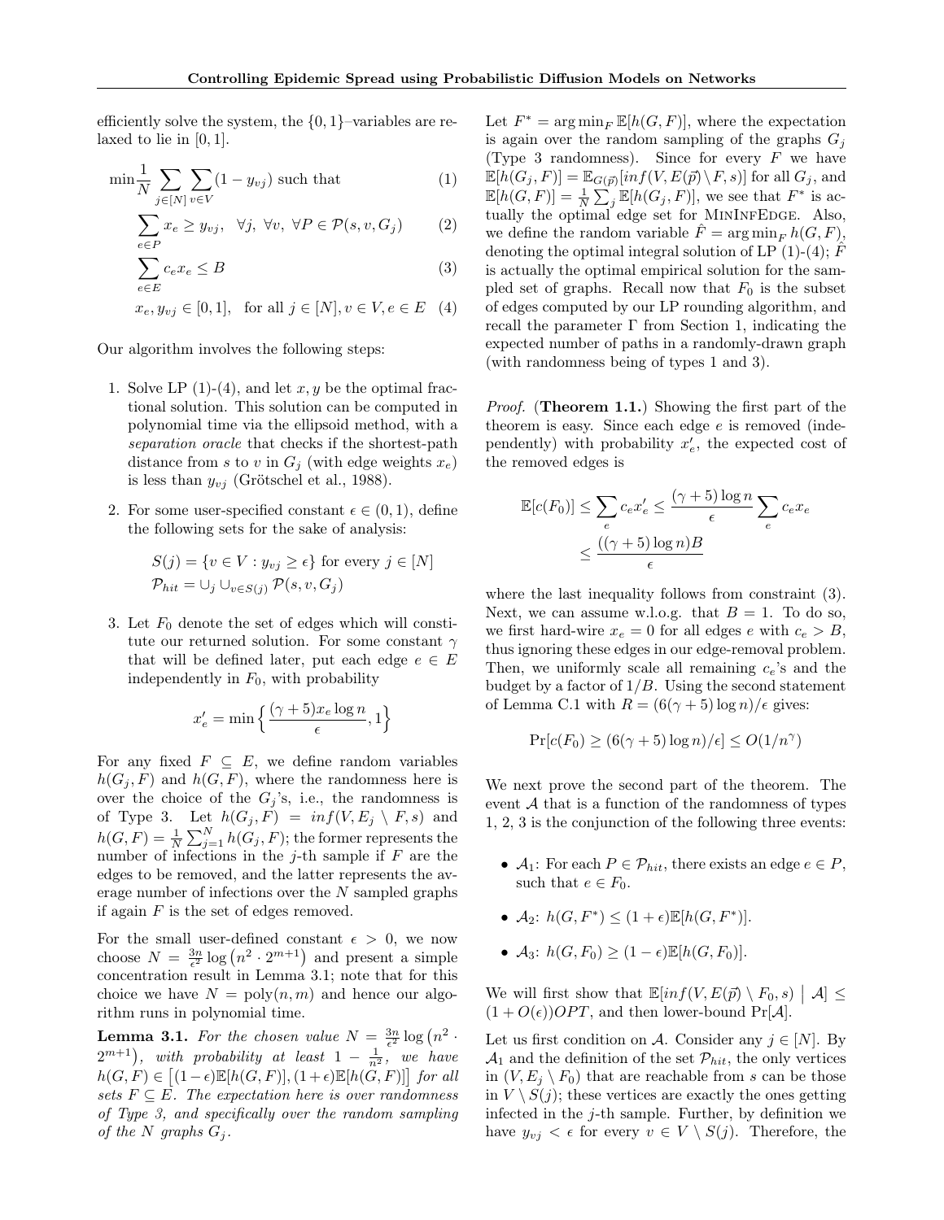efficiently solve the system, the $\{0,1\}$–variables are relaxed to lie in $[0,1]$.

$$\min \frac{1}{N}\sum_{j\in[N]}\sum_{v\in V}(1-y_{vj}) \text{ such that} \tag{1}$$

$$\sum_{e\in P} x_e \geq y_{vj}, \quad \forall j,\ \forall v,\ \forall P \in \mathcal{P}(s,v,G_j) \tag{2}$$

$$\sum_{e\in E} c_e x_e \leq B \tag{3}$$

$$x_e, y_{vj} \in [0,1], \quad \text{for all } j\in[N], v\in V, e\in E \tag{4}$$

Our algorithm involves the following steps:

1. Solve LP (1)-(4), and let $x, y$ be the optimal fractional solution. This solution can be computed in polynomial time via the ellipsoid method, with a *separation oracle* that checks if the shortest-path distance from $s$ to $v$ in $G_j$ (with edge weights $x_e$) is less than $y_{vj}$ (Grötschel et al., 1988).
2. For some user-specified constant $\epsilon \in (0,1)$, define the following sets for the sake of analysis:
$$S(j) = \{v \in V : y_{vj} \geq \epsilon\} \text{ for every } j \in [N]$$
$$\mathcal{P}_{hit} = \cup_j \cup_{v\in S(j)} \mathcal{P}(s,v,G_j)$$
3. Let $F_0$ denote the set of edges which will constitute our returned solution. For some constant $\gamma$ that will be defined later, put each edge $e \in E$ independently in $F_0$, with probability
$$x'_e = \min\Big\{\frac{(\gamma+5)x_e\log n}{\epsilon}, 1\Big\}$$

For any fixed $F \subseteq E$, we define random variables $h(G_j, F)$ and $h(G,F)$, where the randomness here is over the choice of the $G_j$'s, i.e., the randomness is of Type 3. Let $h(G_j,F) = inf(V, E_j \setminus F, s)$ and $h(G,F) = \frac{1}{N}\sum_{j=1}^{N} h(G_j,F)$; the former represents the number of infections in the $j$-th sample if $F$ are the edges to be removed, and the latter represents the average number of infections over the $N$ sampled graphs if again $F$ is the set of edges removed.

For the small user-defined constant $\epsilon > 0$, we now choose $N = \frac{3n}{\epsilon^2}\log\left(n^2 \cdot 2^{m+1}\right)$ and present a simple concentration result in Lemma 3.1; note that for this choice we have $N = \text{poly}(n,m)$ and hence our algorithm runs in polynomial time.

**Lemma 3.1.** *For the chosen value $N = \frac{3n}{\epsilon^2}\log\left(n^2 \cdot 2^{m+1}\right)$, with probability at least $1-\frac{1}{n^2}$, we have $h(G,F) \in \left[(1-\epsilon)\mathbb{E}[h(G,F)], (1+\epsilon)\mathbb{E}[h(G,F)]\right]$ for all sets $F \subseteq E$. The expectation here is over randomness of Type 3, and specifically over the random sampling of the $N$ graphs $G_j$.*

Let $F^* = \arg\min_F \mathbb{E}[h(G,F)]$, where the expectation is again over the random sampling of the graphs $G_j$ (Type 3 randomness). Since for every $F$ we have $\mathbb{E}[h(G_j,F)] = \mathbb{E}_{G(\vec{p})}[inf(V, E(\vec{p})\setminus F, s)]$ for all $G_j$, and $\mathbb{E}[h(G,F)] = \frac{1}{N}\sum_j \mathbb{E}[h(G_j,F)]$, we see that $F^*$ is actually the optimal edge set for MinInfEdge. Also, we define the random variable $\hat{F} = \arg\min_F h(G,F)$, denoting the optimal integral solution of LP (1)-(4); $\hat{F}$ is actually the optimal empirical solution for the sampled set of graphs. Recall now that $F_0$ is the subset of edges computed by our LP rounding algorithm, and recall the parameter $\Gamma$ from Section 1, indicating the expected number of paths in a randomly-drawn graph (with randomness being of types 1 and 3).

*Proof.* (**Theorem 1.1.**) Showing the first part of the theorem is easy. Since each edge $e$ is removed (independently) with probability $x'_e$, the expected cost of the removed edges is

$$\mathbb{E}[c(F_0)] \leq \sum_e c_e x'_e \leq \frac{(\gamma+5)\log n}{\epsilon}\sum_e c_e x_e \leq \frac{((\gamma+5)\log n)B}{\epsilon}$$

where the last inequality follows from constraint (3). Next, we can assume w.l.o.g. that $B = 1$. To do so, we first hard-wire $x_e = 0$ for all edges $e$ with $c_e > B$, thus ignoring these edges in our edge-removal problem. Then, we uniformly scale all remaining $c_e$'s and the budget by a factor of $1/B$. Using the second statement of Lemma C.1 with $R = (6(\gamma+5)\log n)/\epsilon$ gives:

$$\Pr[c(F_0) \geq (6(\gamma+5)\log n)/\epsilon] \leq O(1/n^\gamma)$$

We next prove the second part of the theorem. The event $\mathcal{A}$ that is a function of the randomness of types 1, 2, 3 is the conjunction of the following three events:

- $\mathcal{A}_1$: For each $P \in \mathcal{P}_{hit}$, there exists an edge $e \in P$, such that $e \in F_0$.
- $\mathcal{A}_2$: $h(G,F^*) \leq (1+\epsilon)\mathbb{E}[h(G,F^*)]$.
- $\mathcal{A}_3$: $h(G,F_0) \geq (1-\epsilon)\mathbb{E}[h(G,F_0)]$.

We will first show that $\mathbb{E}[inf(V, E(\vec{p})\setminus F_0, s) \mid \mathcal{A}] \leq (1+O(\epsilon))OPT$, and then lower-bound $\Pr[\mathcal{A}]$.

Let us first condition on $\mathcal{A}$. Consider any $j \in [N]$. By $\mathcal{A}_1$ and the definition of the set $\mathcal{P}_{hit}$, the only vertices in $(V, E_j \setminus F_0)$ that are reachable from $s$ can be those in $V \setminus S(j)$; these vertices are exactly the ones getting infected in the $j$-th sample. Further, by definition we have $y_{vj} < \epsilon$ for every $v \in V \setminus S(j)$. Therefore, the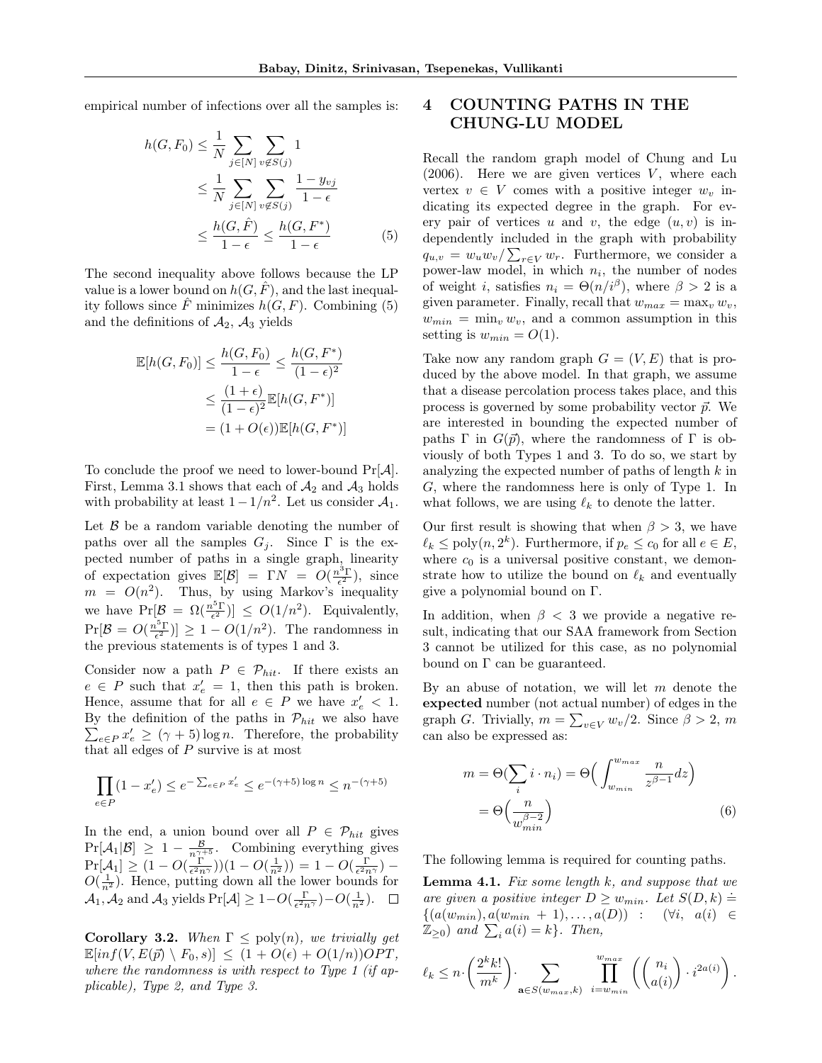empirical number of infections over all the samples is:

$$
\begin{aligned}
h(G, F_0) &\leq \frac{1}{N} \sum_{j\in[N]} \sum_{v\notin S(j)} 1 \\
&\leq \frac{1}{N} \sum_{j\in[N]} \sum_{v\notin S(j)} \frac{1-y_{vj}}{1-\epsilon} \\
&\leq \frac{h(G, \hat{F})}{1-\epsilon} \leq \frac{h(G, F^*)}{1-\epsilon} \qquad (5)
\end{aligned}
$$

The second inequality above follows because the LP value is a lower bound on $h(G, \hat{F})$, and the last inequality follows since $\hat{F}$ minimizes $h(G, F)$. Combining (5) and the definitions of $\mathcal{A}_2$, $\mathcal{A}_3$ yields

$$
\begin{aligned}
\mathbb{E}[h(G, F_0)] &\leq \frac{h(G, F_0)}{1-\epsilon} \leq \frac{h(G, F^*)}{(1-\epsilon)^2} \\
&\leq \frac{(1+\epsilon)}{(1-\epsilon)^2} \mathbb{E}[h(G, F^*)] \\
&= (1+O(\epsilon))\mathbb{E}[h(G, F^*)]
\end{aligned}
$$

To conclude the proof we need to lower-bound $\Pr[\mathcal{A}]$. First, Lemma 3.1 shows that each of $\mathcal{A}_2$ and $\mathcal{A}_3$ holds with probability at least $1 - 1/n^2$. Let us consider $\mathcal{A}_1$.

Let $\mathcal{B}$ be a random variable denoting the number of paths over all the samples $G_j$. Since $\Gamma$ is the expected number of paths in a single graph, linearity of expectation gives $\mathbb{E}[\mathcal{B}] = \Gamma N = O(\frac{n^3\Gamma}{\epsilon^2})$, since $m = O(n^2)$. Thus, by using Markov's inequality we have $\Pr[\mathcal{B} = \Omega(\frac{n^5\Gamma}{\epsilon^2})] \leq O(1/n^2)$. Equivalently, $\Pr[\mathcal{B} = O(\frac{n^5\Gamma}{\epsilon^2})] \geq 1 - O(1/n^2)$. The randomness in the previous statements is of types 1 and 3.

Consider now a path $P \in \mathcal{P}_{hit}$. If there exists an $e \in P$ such that $x'_e = 1$, then this path is broken. Hence, assume that for all $e \in P$ we have $x'_e < 1$. By the definition of the paths in $\mathcal{P}_{hit}$ we also have $\sum_{e\in P} x'_e \geq (\gamma + 5)\log n$. Therefore, the probability that all edges of $P$ survive is at most

$$
\prod_{e\in P}(1 - x'_e) \leq e^{-\sum_{e\in P} x'_e} \leq e^{-(\gamma+5)\log n} \leq n^{-(\gamma+5)}
$$

In the end, a union bound over all $P \in \mathcal{P}_{hit}$ gives $\Pr[\mathcal{A}_1|\mathcal{B}] \geq 1 - \frac{\mathcal{B}}{n^{\gamma+5}}$. Combining everything gives $\Pr[\mathcal{A}_1] \geq (1 - O(\frac{\Gamma}{\epsilon^2 n^\gamma}))(1 - O(\frac{1}{n^2})) = 1 - O(\frac{\Gamma}{\epsilon^2 n^\gamma}) - O(\frac{1}{n^2})$. Hence, putting down all the lower bounds for $\mathcal{A}_1, \mathcal{A}_2$ and $\mathcal{A}_3$ yields $\Pr[\mathcal{A}] \geq 1 - O(\frac{\Gamma}{\epsilon^2 n^\gamma}) - O(\frac{1}{n^2})$. $\square$

**Corollary 3.2.** *When $\Gamma \leq \text{poly}(n)$, we trivially get $\mathbb{E}[inf(V, E(\vec{p}) \setminus F_0, s)] \leq (1 + O(\epsilon) + O(1/n))OPT$, where the randomness is with respect to Type 1 (if applicable), Type 2, and Type 3.*

# 4 COUNTING PATHS IN THE CHUNG-LU MODEL

Recall the random graph model of Chung and Lu (2006). Here we are given vertices $V$, where each vertex $v \in V$ comes with a positive integer $w_v$ indicating its expected degree in the graph. For every pair of vertices $u$ and $v$, the edge $(u, v)$ is independently included in the graph with probability $q_{u,v} = w_u w_v / \sum_{r\in V} w_r$. Furthermore, we consider a power-law model, in which $n_i$, the number of nodes of weight $i$, satisfies $n_i = \Theta(n/i^\beta)$, where $\beta > 2$ is a given parameter. Finally, recall that $w_{max} = \max_v w_v$, $w_{min} = \min_v w_v$, and a common assumption in this setting is $w_{min} = O(1)$.

Take now any random graph $G = (V, E)$ that is produced by the above model. In that graph, we assume that a disease percolation process takes place, and this process is governed by some probability vector $\vec{p}$. We are interested in bounding the expected number of paths $\Gamma$ in $G(\vec{p})$, where the randomness of $\Gamma$ is obviously of both Types 1 and 3. To do so, we start by analyzing the expected number of paths of length $k$ in $G$, where the randomness here is only of Type 1. In what follows, we are using $\ell_k$ to denote the latter.

Our first result is showing that when $\beta > 3$, we have $\ell_k \leq \text{poly}(n, 2^k)$. Furthermore, if $p_e \leq c_0$ for all $e \in E$, where $c_0$ is a universal positive constant, we demonstrate how to utilize the bound on $\ell_k$ and eventually give a polynomial bound on $\Gamma$.

In addition, when $\beta < 3$ we provide a negative result, indicating that our SAA framework from Section 3 cannot be utilized for this case, as no polynomial bound on $\Gamma$ can be guaranteed.

By an abuse of notation, we will let $m$ denote the **expected** number (not actual number) of edges in the graph $G$. Trivially, $m = \sum_{v\in V} w_v/2$. Since $\beta > 2$, $m$ can also be expressed as:

$$
\begin{aligned}
m &= \Theta(\sum_i i \cdot n_i) = \Theta\Big(\int_{w_{min}}^{w_{max}} \frac{n}{z^{\beta-1}} dz\Big) \\
&= \Theta\Big(\frac{n}{w_{min}^{\beta-2}}\Big) \qquad (6)
\end{aligned}
$$

The following lemma is required for counting paths.

**Lemma 4.1.** *Fix some length $k$, and suppose that we are given a positive integer $D \geq w_{min}$. Let $S(D, k) \doteq \{(a(w_{min}), a(w_{min} + 1), \ldots, a(D)) : (\forall i,\ a(i) \in \mathbb{Z}_{\geq 0})$ and $\sum_i a(i) = k\}$. Then,*

$$
\ell_k \leq n \cdot \Big(\frac{2^k k!}{m^k}\Big) \cdot \sum_{\mathbf{a}\in S(w_{max},k)} \prod_{i=w_{min}}^{w_{max}} \left( \binom{n_i}{a(i)} \cdot i^{2a(i)} \right).
$$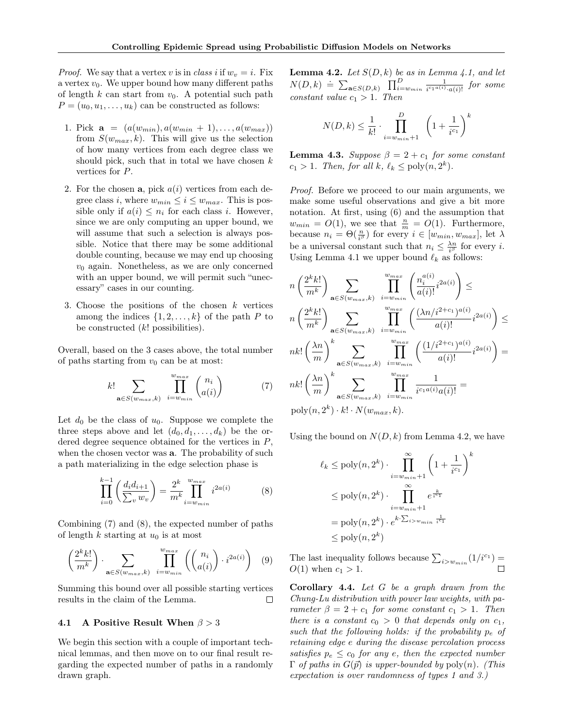*Proof.* We say that a vertex $v$ is in *class* $i$ if $w_v = i$. Fix a vertex $v_0$. We upper bound how many different paths of length $k$ can start from $v_0$. A potential such path $P = (u_0, u_1, \ldots, u_k)$ can be constructed as follows:

1. Pick $\mathbf{a} = (a(w_{min}), a(w_{min} + 1), \ldots, a(w_{max}))$ from $S(w_{max}, k)$. This will give us the selection of how many vertices from each degree class we should pick, such that in total we have chosen $k$ vertices for $P$.

2. For the chosen $\mathbf{a}$, pick $a(i)$ vertices from each degree class $i$, where $w_{min} \le i \le w_{max}$. This is possible only if $a(i) \le n_i$ for each class $i$. However, since we are only computing an upper bound, we will assume that such a selection is always possible. Notice that there may be some additional double counting, because we may end up choosing $v_0$ again. Nonetheless, as we are only concerned with an upper bound, we will permit such "unecessary" cases in our counting.

3. Choose the positions of the chosen $k$ vertices among the indices $\{1, 2, \ldots, k\}$ of the path $P$ to be constructed ($k!$ possibilities).

Overall, based on the 3 cases above, the total number of paths starting from $v_0$ can be at most:

$$k! \sum_{\mathbf{a} \in S(w_{max}, k)} \prod_{i=w_{min}}^{w_{max}} \binom{n_i}{a(i)} \tag{7}$$

Let $d_0$ be the class of $u_0$. Suppose we complete the three steps above and let $(d_0, d_1, \ldots, d_k)$ be the ordered degree sequence obtained for the vertices in $P$, when the chosen vector was $\mathbf{a}$. The probability of such a path materializing in the edge selection phase is

$$\prod_{i=0}^{k-1} \left( \frac{d_i d_{i+1}}{\sum_v w_v} \right) = \frac{2^k}{m^k} \prod_{i=w_{min}}^{w_{max}} i^{2a(i)} \tag{8}$$

Combining (7) and (8), the expected number of paths of length $k$ starting at $u_0$ is at most

$$\left( \frac{2^k k!}{m^k} \right) \cdot \sum_{\mathbf{a} \in S(w_{max}, k)} \prod_{i=w_{min}}^{w_{max}} \left( \binom{n_i}{a(i)} \cdot i^{2a(i)} \right) \tag{9}$$

Summing this bound over all possible starting vertices results in the claim of the Lemma. $\square$

### 4.1 A Positive Result When $\beta > 3$

We begin this section with a couple of important technical lemmas, and then move on to our final result regarding the expected number of paths in a randomly drawn graph.

**Lemma 4.2.** *Let $S(D, k)$ be as in Lemma 4.1, and let $N(D, k) \doteq \sum_{\mathbf{a} \in S(D,k)} \prod_{i=w_{min}}^{D} \frac{1}{i^{c_1 a(i)} \cdot a(i)!}$ for some constant value $c_1 > 1$. Then*

$$N(D, k) \le \frac{1}{k!} \cdot \prod_{i=w_{min}+1}^{D} \left( 1 + \frac{1}{i^{c_1}} \right)^k$$

**Lemma 4.3.** *Suppose $\beta = 2 + c_1$ for some constant $c_1 > 1$. Then, for all $k$, $\ell_k \le \text{poly}(n, 2^k)$.*

*Proof.* Before we proceed to our main arguments, we make some useful observations and give a bit more notation. At first, using (6) and the assumption that $w_{min} = O(1)$, we see that $\frac{n}{m} = O(1)$. Furthermore, because $n_i = \Theta(\frac{n}{i^\beta})$ for every $i \in [w_{min}, w_{max}]$, let $\lambda$ be a universal constant such that $n_i \le \frac{\lambda n}{i^\beta}$ for every $i$. Using Lemma 4.1 we upper bound $\ell_k$ as follows:

$$
\begin{aligned}
& n \left( \frac{2^k k!}{m^k} \right) \sum_{\mathbf{a} \in S(w_{max}, k)} \prod_{i=w_{min}}^{w_{max}} \left( \frac{n_i^{a(i)}}{a(i)!} i^{2a(i)} \right) \le \\
& n \left( \frac{2^k k!}{m^k} \right) \sum_{\mathbf{a} \in S(w_{max}, k)} \prod_{i=w_{min}}^{w_{max}} \left( \frac{(\lambda n / i^{2+c_1})^{a(i)}}{a(i)!} i^{2a(i)} \right) \le \\
& n k! \left( \frac{\lambda n}{m} \right)^k \sum_{\mathbf{a} \in S(w_{max}, k)} \prod_{i=w_{min}}^{w_{max}} \left( \frac{(1/i^{2+c_1})^{a(i)}}{a(i)!} i^{2a(i)} \right) = \\
& n k! \left( \frac{\lambda n}{m} \right)^k \sum_{\mathbf{a} \in S(w_{max}, k)} \prod_{i=w_{min}}^{w_{max}} \frac{1}{i^{c_1 a(i)} a(i)!} = \\
& \text{poly}(n, 2^k) \cdot k! \cdot N(w_{max}, k).
\end{aligned}
$$

Using the bound on $N(D, k)$ from Lemma 4.2, we have

$$
\begin{aligned}
\ell_k &\le \text{poly}(n, 2^k) \cdot \prod_{i=w_{min}+1}^{\infty} \left( 1 + \frac{1}{i^{c_1}} \right)^k \\
&\le \text{poly}(n, 2^k) \cdot \prod_{i=w_{min}+1}^{\infty} e^{\frac{k}{i^{c_1}}} \\
&= \text{poly}(n, 2^k) \cdot e^{k \cdot \sum_{i > w_{min}} \frac{1}{i^{c_1}}} \\
&\le \text{poly}(n, 2^k)
\end{aligned}
$$

The last inequality follows because $\sum_{i > w_{min}} (1/i^{c_1}) = O(1)$ when $c_1 > 1$. $\square$

**Corollary 4.4.** *Let $G$ be a graph drawn from the Chung-Lu distribution with power law weights, with parameter $\beta = 2 + c_1$ for some constant $c_1 > 1$. Then there is a constant $c_0 > 0$ that depends only on $c_1$, such that the following holds: if the probability $p_e$ of retaining edge $e$ during the disease percolation process satisfies $p_e \le c_0$ for any $e$, then the expected number $\Gamma$ of paths in $G(\vec{p})$ is upper-bounded by $\text{poly}(n)$. (This expectation is over randomness of types 1 and 3.)*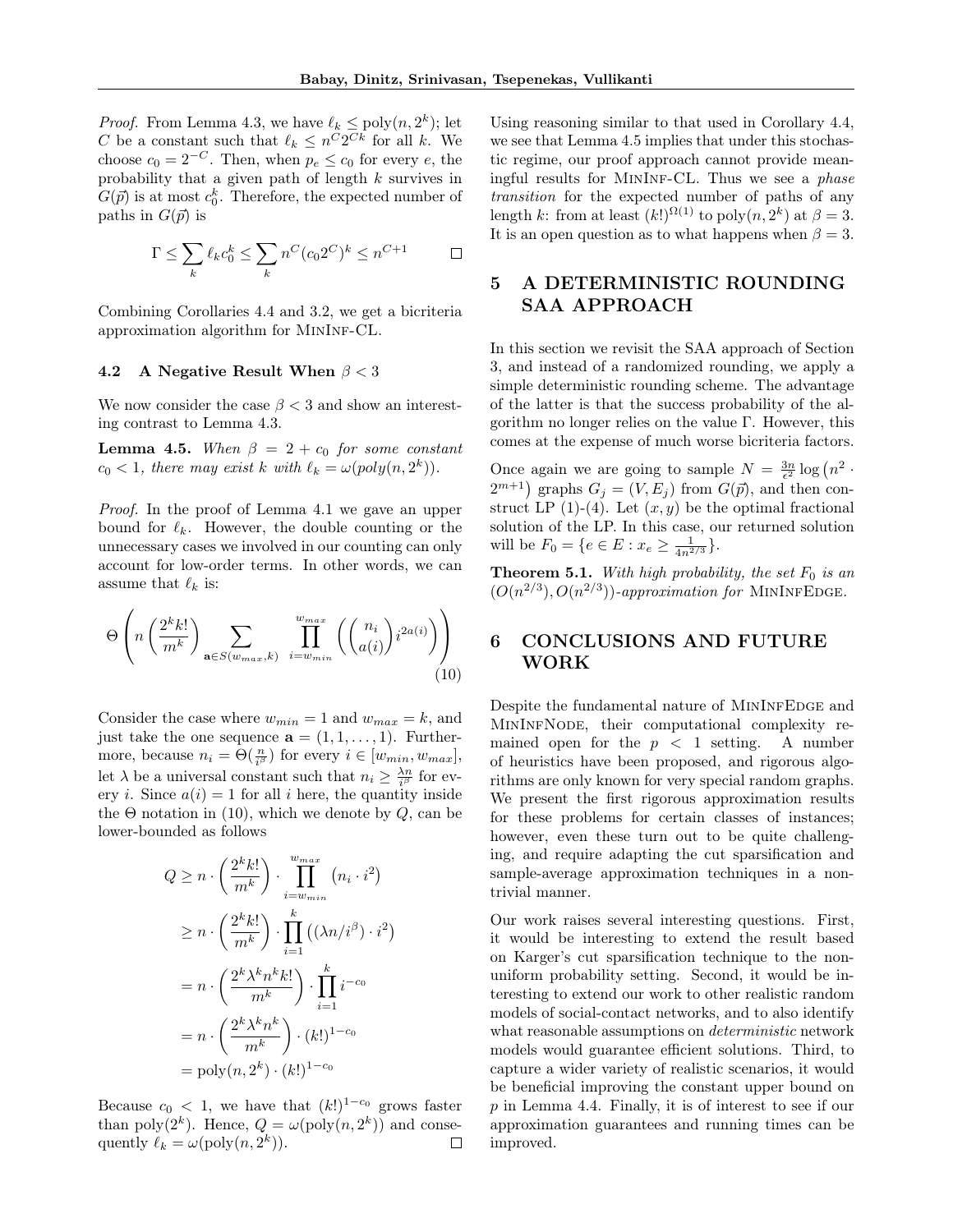*Proof.* From Lemma 4.3, we have $\ell_k \leq \text{poly}(n, 2^k)$; let $C$ be a constant such that $\ell_k \leq n^C 2^{Ck}$ for all $k$. We choose $c_0 = 2^{-C}$. Then, when $p_e \leq c_0$ for every $e$, the probability that a given path of length $k$ survives in $G(\vec{p})$ is at most $c_0^k$. Therefore, the expected number of paths in $G(\vec{p})$ is

$$\Gamma \leq \sum_k \ell_k c_0^k \leq \sum_k n^C (c_0 2^C)^k \leq n^{C+1} \qquad \square$$

Combining Corollaries 4.4 and 3.2, we get a bicriteria approximation algorithm for MinInf-CL.

### 4.2 A Negative Result When $\beta < 3$

We now consider the case $\beta < 3$ and show an interesting contrast to Lemma 4.3.

**Lemma 4.5.** *When $\beta = 2 + c_0$ for some constant $c_0 < 1$, there may exist $k$ with $\ell_k = \omega(poly(n, 2^k))$.*

*Proof.* In the proof of Lemma 4.1 we gave an upper bound for $\ell_k$. However, the double counting or the unnecessary cases we involved in our counting can only account for low-order terms. In other words, we can assume that $\ell_k$ is:

$$\Theta\left(n\left(\frac{2^k k!}{m^k}\right)\sum_{\mathbf{a}\in S(w_{max},k)}\prod_{i=w_{min}}^{w_{max}}\left(\binom{n_i}{a(i)}i^{2a(i)}\right)\right) \tag{10}$$

Consider the case where $w_{min} = 1$ and $w_{max} = k$, and just take the one sequence $\mathbf{a} = (1, 1, \ldots, 1)$. Furthermore, because $n_i = \Theta(\frac{n}{i^\beta})$ for every $i \in [w_{min}, w_{max}]$, let $\lambda$ be a universal constant such that $n_i \geq \frac{\lambda n}{i^\beta}$ for every $i$. Since $a(i) = 1$ for all $i$ here, the quantity inside the $\Theta$ notation in (10), which we denote by $Q$, can be lower-bounded as follows

$$\begin{aligned}
Q &\geq n \cdot \left(\frac{2^k k!}{m^k}\right) \cdot \prod_{i=w_{min}}^{w_{max}} \left(n_i \cdot i^2\right) \\
&\geq n \cdot \left(\frac{2^k k!}{m^k}\right) \cdot \prod_{i=1}^{k} \left((\lambda n / i^\beta) \cdot i^2\right) \\
&= n \cdot \left(\frac{2^k \lambda^k n^k k!}{m^k}\right) \cdot \prod_{i=1}^{k} i^{-c_0} \\
&= n \cdot \left(\frac{2^k \lambda^k n^k}{m^k}\right) \cdot (k!)^{1-c_0} \\
&= \text{poly}(n, 2^k) \cdot (k!)^{1-c_0}
\end{aligned}$$

Because $c_0 < 1$, we have that $(k!)^{1-c_0}$ grows faster than $\text{poly}(2^k)$. Hence, $Q = \omega(\text{poly}(n, 2^k))$ and consequently $\ell_k = \omega(\text{poly}(n, 2^k))$. $\square$

Using reasoning similar to that used in Corollary 4.4, we see that Lemma 4.5 implies that under this stochastic regime, our proof approach cannot provide meaningful results for MinInf-CL. Thus we see a *phase transition* for the expected number of paths of any length $k$: from at least $(k!)^{\Omega(1)}$ to $\text{poly}(n, 2^k)$ at $\beta = 3$. It is an open question as to what happens when $\beta = 3$.

## 5 A DETERMINISTIC ROUNDING SAA APPROACH

In this section we revisit the SAA approach of Section 3, and instead of a randomized rounding, we apply a simple deterministic rounding scheme. The advantage of the latter is that the success probability of the algorithm no longer relies on the value $\Gamma$. However, this comes at the expense of much worse bicriteria factors.

Once again we are going to sample $N = \frac{3n}{\epsilon^2}\log\left(n^2 \cdot 2^{m+1}\right)$ graphs $G_j = (V, E_j)$ from $G(\vec{p})$, and then construct LP (1)-(4). Let $(x, y)$ be the optimal fractional solution of the LP. In this case, our returned solution will be $F_0 = \{e \in E : x_e \geq \frac{1}{4n^{2/3}}\}$.

**Theorem 5.1.** *With high probability, the set $F_0$ is an $(O(n^{2/3}), O(n^{2/3}))$-approximation for* MinInfEdge.

## 6 CONCLUSIONS AND FUTURE WORK

Despite the fundamental nature of MinInfEdge and MinInfNode, their computational complexity remained open for the $p < 1$ setting. A number of heuristics have been proposed, and rigorous algorithms are only known for very special random graphs. We present the first rigorous approximation results for these problems for certain classes of instances; however, even these turn out to be quite challenging, and require adapting the cut sparsification and sample-average approximation techniques in a non-trivial manner.

Our work raises several interesting questions. First, it would be interesting to extend the result based on Karger's cut sparsification technique to the non-uniform probability setting. Second, it would be interesting to extend our work to other realistic random models of social-contact networks, and to also identify what reasonable assumptions on *deterministic* network models would guarantee efficient solutions. Third, to capture a wider variety of realistic scenarios, it would be beneficial improving the constant upper bound on $p$ in Lemma 4.4. Finally, it is of interest to see if our approximation guarantees and running times can be improved.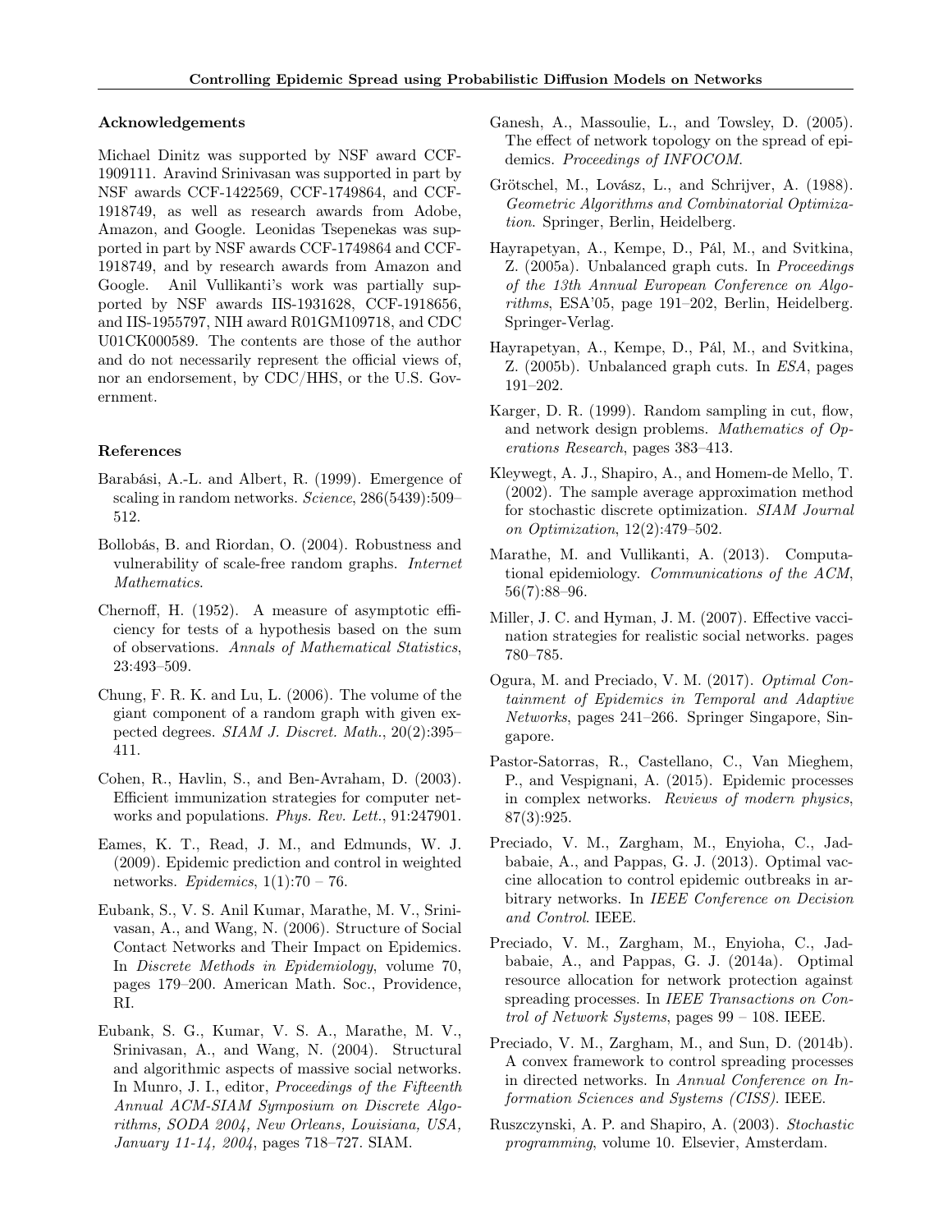### Acknowledgements

Michael Dinitz was supported by NSF award CCF-1909111. Aravind Srinivasan was supported in part by NSF awards CCF-1422569, CCF-1749864, and CCF-1918749, as well as research awards from Adobe, Amazon, and Google. Leonidas Tsepenekas was supported in part by NSF awards CCF-1749864 and CCF-1918749, and by research awards from Amazon and Google. Anil Vullikanti's work was partially supported by NSF awards IIS-1931628, CCF-1918656, and IIS-1955797, NIH award R01GM109718, and CDC U01CK000589. The contents are those of the author and do not necessarily represent the official views of, nor an endorsement, by CDC/HHS, or the U.S. Government.

### References

Barabási, A.-L. and Albert, R. (1999). Emergence of scaling in random networks. *Science*, 286(5439):509–512.

Bollobás, B. and Riordan, O. (2004). Robustness and vulnerability of scale-free random graphs. *Internet Mathematics*.

Chernoff, H. (1952). A measure of asymptotic efficiency for tests of a hypothesis based on the sum of observations. *Annals of Mathematical Statistics*, 23:493–509.

Chung, F. R. K. and Lu, L. (2006). The volume of the giant component of a random graph with given expected degrees. *SIAM J. Discret. Math.*, 20(2):395–411.

Cohen, R., Havlin, S., and Ben-Avraham, D. (2003). Efficient immunization strategies for computer networks and populations. *Phys. Rev. Lett.*, 91:247901.

Eames, K. T., Read, J. M., and Edmunds, W. J. (2009). Epidemic prediction and control in weighted networks. *Epidemics*, 1(1):70 – 76.

Eubank, S., V. S. Anil Kumar, Marathe, M. V., Srinivasan, A., and Wang, N. (2006). Structure of Social Contact Networks and Their Impact on Epidemics. In *Discrete Methods in Epidemiology*, volume 70, pages 179–200. American Math. Soc., Providence, RI.

Eubank, S. G., Kumar, V. S. A., Marathe, M. V., Srinivasan, A., and Wang, N. (2004). Structural and algorithmic aspects of massive social networks. In Munro, J. I., editor, *Proceedings of the Fifteenth Annual ACM-SIAM Symposium on Discrete Algorithms, SODA 2004, New Orleans, Louisiana, USA, January 11-14, 2004*, pages 718–727. SIAM.

Ganesh, A., Massoulie, L., and Towsley, D. (2005). The effect of network topology on the spread of epidemics. *Proceedings of INFOCOM*.

Grötschel, M., Lovász, L., and Schrijver, A. (1988). *Geometric Algorithms and Combinatorial Optimization*. Springer, Berlin, Heidelberg.

Hayrapetyan, A., Kempe, D., Pál, M., and Svitkina, Z. (2005a). Unbalanced graph cuts. In *Proceedings of the 13th Annual European Conference on Algorithms*, ESA'05, page 191–202, Berlin, Heidelberg. Springer-Verlag.

Hayrapetyan, A., Kempe, D., Pál, M., and Svitkina, Z. (2005b). Unbalanced graph cuts. In *ESA*, pages 191–202.

Karger, D. R. (1999). Random sampling in cut, flow, and network design problems. *Mathematics of Operations Research*, pages 383–413.

Kleywegt, A. J., Shapiro, A., and Homem-de Mello, T. (2002). The sample average approximation method for stochastic discrete optimization. *SIAM Journal on Optimization*, 12(2):479–502.

Marathe, M. and Vullikanti, A. (2013). Computational epidemiology. *Communications of the ACM*, 56(7):88–96.

Miller, J. C. and Hyman, J. M. (2007). Effective vaccination strategies for realistic social networks. pages 780–785.

Ogura, M. and Preciado, V. M. (2017). *Optimal Containment of Epidemics in Temporal and Adaptive Networks*, pages 241–266. Springer Singapore, Singapore.

Pastor-Satorras, R., Castellano, C., Van Mieghem, P., and Vespignani, A. (2015). Epidemic processes in complex networks. *Reviews of modern physics*, 87(3):925.

Preciado, V. M., Zargham, M., Enyioha, C., Jadbabaie, A., and Pappas, G. J. (2013). Optimal vaccine allocation to control epidemic outbreaks in arbitrary networks. In *IEEE Conference on Decision and Control*. IEEE.

Preciado, V. M., Zargham, M., Enyioha, C., Jadbabaie, A., and Pappas, G. J. (2014a). Optimal resource allocation for network protection against spreading processes. In *IEEE Transactions on Control of Network Systems*, pages 99 – 108. IEEE.

Preciado, V. M., Zargham, M., and Sun, D. (2014b). A convex framework to control spreading processes in directed networks. In *Annual Conference on Information Sciences and Systems (CISS)*. IEEE.

Ruszczynski, A. P. and Shapiro, A. (2003). *Stochastic programming*, volume 10. Elsevier, Amsterdam.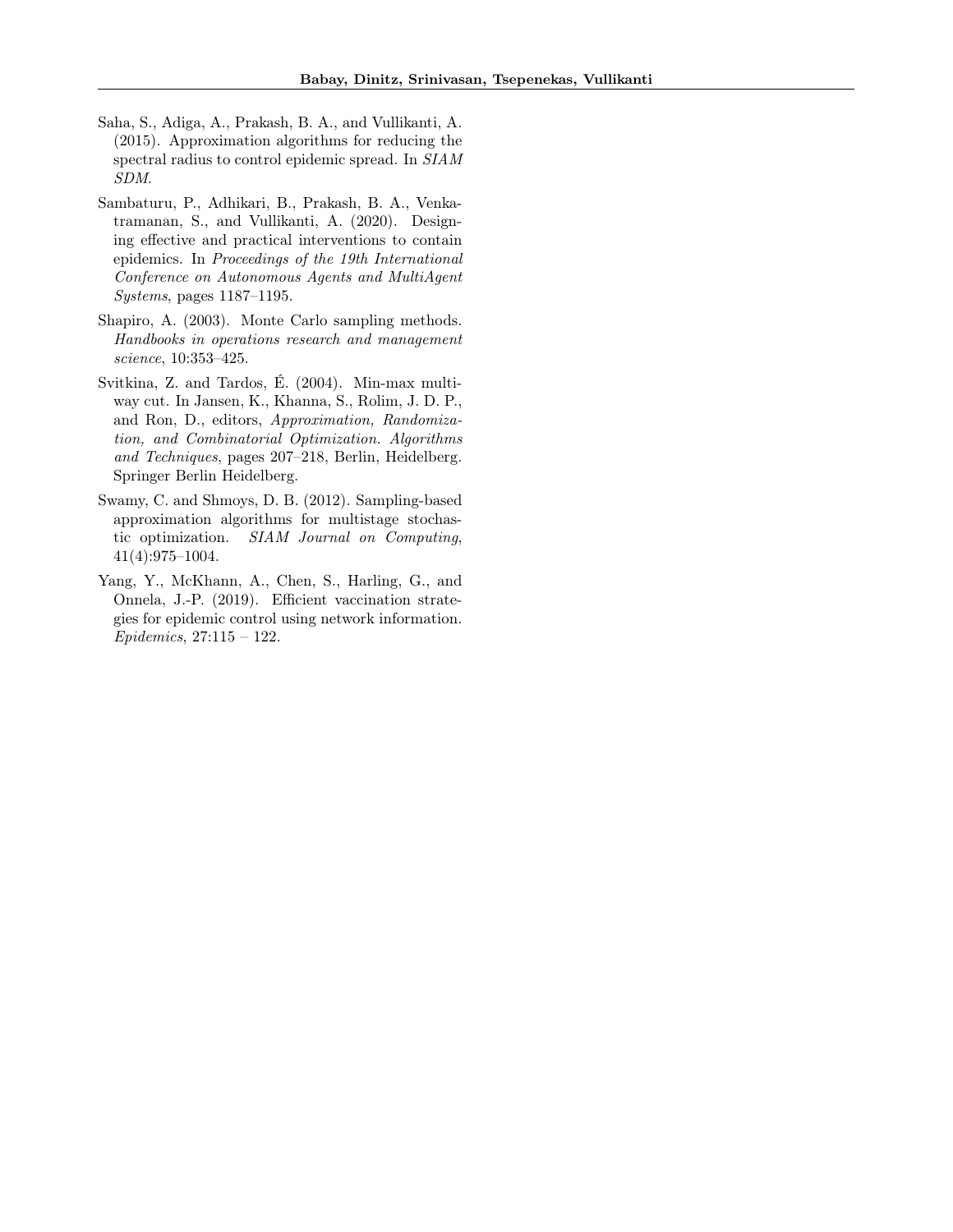Saha, S., Adiga, A., Prakash, B. A., and Vullikanti, A. (2015). Approximation algorithms for reducing the spectral radius to control epidemic spread. In *SIAM SDM*.

Sambaturu, P., Adhikari, B., Prakash, B. A., Venkatramanan, S., and Vullikanti, A. (2020). Designing effective and practical interventions to contain epidemics. In *Proceedings of the 19th International Conference on Autonomous Agents and MultiAgent Systems*, pages 1187–1195.

Shapiro, A. (2003). Monte Carlo sampling methods. *Handbooks in operations research and management science*, 10:353–425.

Svitkina, Z. and Tardos, É. (2004). Min-max multiway cut. In Jansen, K., Khanna, S., Rolim, J. D. P., and Ron, D., editors, *Approximation, Randomization, and Combinatorial Optimization. Algorithms and Techniques*, pages 207–218, Berlin, Heidelberg. Springer Berlin Heidelberg.

Swamy, C. and Shmoys, D. B. (2012). Sampling-based approximation algorithms for multistage stochastic optimization. *SIAM Journal on Computing*, 41(4):975–1004.

Yang, Y., McKhann, A., Chen, S., Harling, G., and Onnela, J.-P. (2019). Efficient vaccination strategies for epidemic control using network information. *Epidemics*, 27:115 – 122.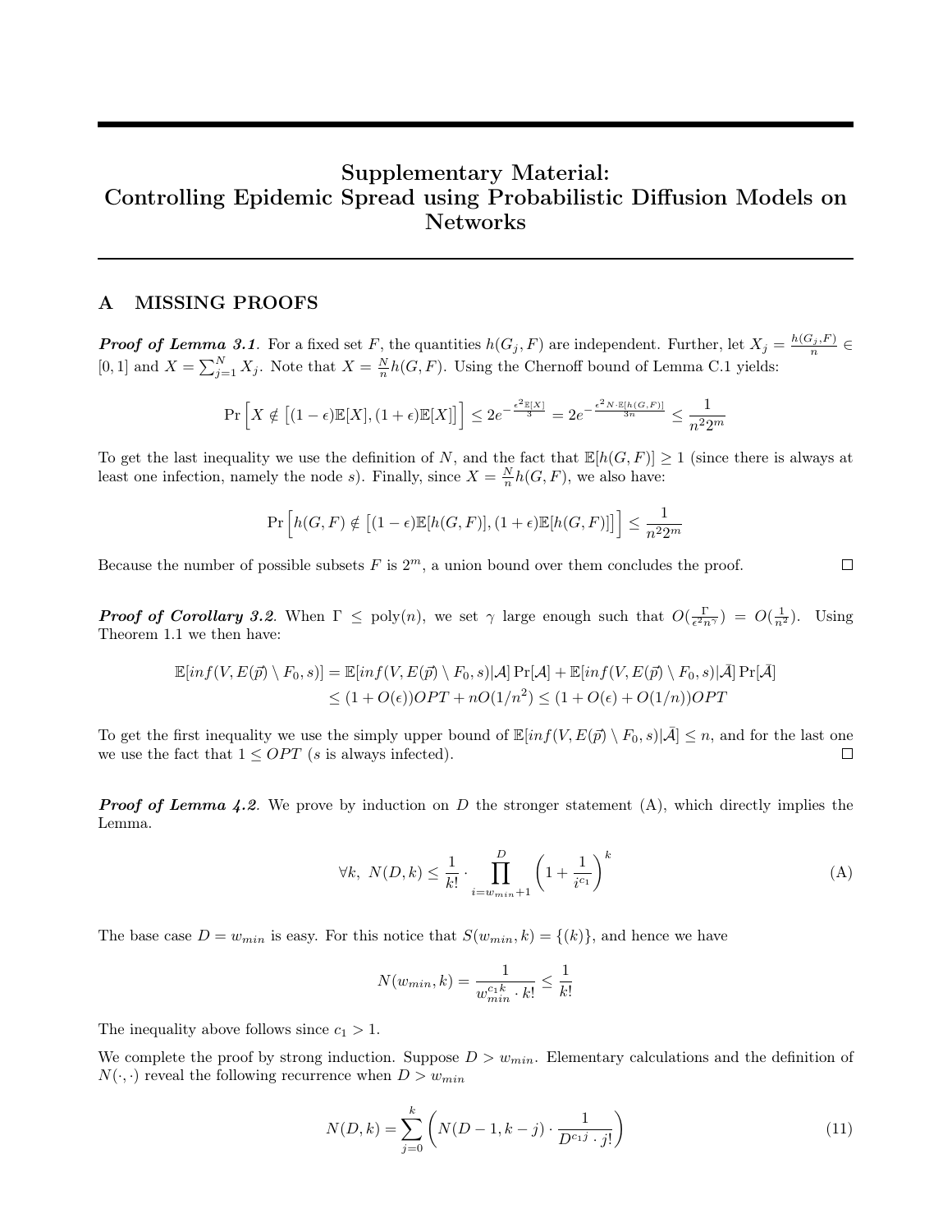# Supplementary Material: Controlling Epidemic Spread using Probabilistic Diffusion Models on Networks

## A MISSING PROOFS

***Proof of Lemma 3.1***. For a fixed set $F$, the quantities $h(G_j, F)$ are independent. Further, let $X_j = \frac{h(G_j,F)}{n} \in [0,1]$ and $X = \sum_{j=1}^{N} X_j$. Note that $X = \frac{N}{n} h(G,F)$. Using the Chernoff bound of Lemma C.1 yields:

$$\Pr\Big[X \notin \big[(1-\epsilon)\mathbb{E}[X], (1+\epsilon)\mathbb{E}[X]\big]\Big] \le 2e^{-\frac{\epsilon^2 \mathbb{E}[X]}{3}} = 2e^{-\frac{\epsilon^2 N\cdot \mathbb{E}[h(G,F)]}{3n}} \le \frac{1}{n^2 2^m}$$

To get the last inequality we use the definition of $N$, and the fact that $\mathbb{E}[h(G,F)] \ge 1$ (since there is always at least one infection, namely the node $s$). Finally, since $X = \frac{N}{n} h(G,F)$, we also have:

$$\Pr\Big[h(G,F) \notin \big[(1-\epsilon)\mathbb{E}[h(G,F)], (1+\epsilon)\mathbb{E}[h(G,F)]\big]\Big] \le \frac{1}{n^2 2^m}$$

Because the number of possible subsets $F$ is $2^m$, a union bound over them concludes the proof. □

***Proof of Corollary 3.2***. When $\Gamma \le \text{poly}(n)$, we set $\gamma$ large enough such that $O(\frac{\Gamma}{\epsilon^2 n^\gamma}) = O(\frac{1}{n^2})$. Using Theorem 1.1 we then have:

$$\begin{aligned}
\mathbb{E}[inf(V, E(\vec{p}) \setminus F_0, s)] &= \mathbb{E}[inf(V, E(\vec{p}) \setminus F_0, s)|\mathcal{A}]\Pr[\mathcal{A}] + \mathbb{E}[inf(V, E(\vec{p}) \setminus F_0, s)|\bar{\mathcal{A}}]\Pr[\bar{\mathcal{A}}] \\
&\le (1 + O(\epsilon))OPT + nO(1/n^2) \le (1 + O(\epsilon) + O(1/n))OPT
\end{aligned}$$

To get the first inequality we use the simply upper bound of $\mathbb{E}[inf(V, E(\vec{p}) \setminus F_0, s)|\bar{\mathcal{A}}] \le n$, and for the last one we use the fact that $1 \le OPT$ ($s$ is always infected). □

***Proof of Lemma 4.2***. We prove by induction on $D$ the stronger statement (A), which directly implies the Lemma.

$$\forall k,\ N(D,k) \le \frac{1}{k!} \cdot \prod_{i=w_{min}+1}^{D} \left(1 + \frac{1}{i^{c_1}}\right)^k \tag{A}$$

The base case $D = w_{min}$ is easy. For this notice that $S(w_{min}, k) = \{(k)\}$, and hence we have

$$N(w_{min}, k) = \frac{1}{w_{min}^{c_1 k} \cdot k!} \le \frac{1}{k!}$$

The inequality above follows since $c_1 > 1$.

We complete the proof by strong induction. Suppose $D > w_{min}$. Elementary calculations and the definition of $N(\cdot,\cdot)$ reveal the following recurrence when $D > w_{min}$

$$N(D,k) = \sum_{j=0}^{k} \left( N(D-1, k-j) \cdot \frac{1}{D^{c_1 j} \cdot j!} \right) \tag{11}$$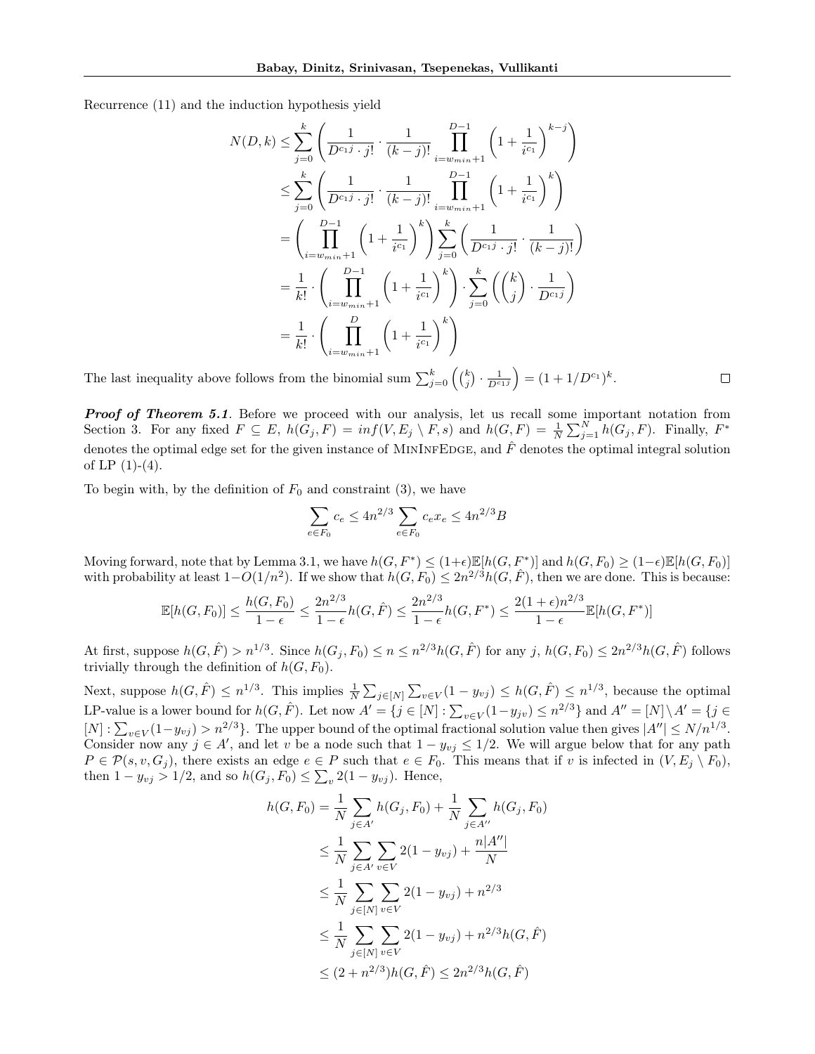Recurrence (11) and the induction hypothesis yield

$$
\begin{aligned}
N(D,k) &\leq \sum_{j=0}^{k}\left(\frac{1}{D^{c_1 j}\cdot j!}\cdot\frac{1}{(k-j)!}\prod_{i=w_{min}+1}^{D-1}\left(1+\frac{1}{i^{c_1}}\right)^{k-j}\right)\\
&\leq \sum_{j=0}^{k}\left(\frac{1}{D^{c_1 j}\cdot j!}\cdot\frac{1}{(k-j)!}\prod_{i=w_{min}+1}^{D-1}\left(1+\frac{1}{i^{c_1}}\right)^{k}\right)\\
&= \left(\prod_{i=w_{min}+1}^{D-1}\left(1+\frac{1}{i^{c_1}}\right)^{k}\right)\sum_{j=0}^{k}\left(\frac{1}{D^{c_1 j}\cdot j!}\cdot\frac{1}{(k-j)!}\right)\\
&= \frac{1}{k!}\cdot\left(\prod_{i=w_{min}+1}^{D-1}\left(1+\frac{1}{i^{c_1}}\right)^{k}\right)\cdot\sum_{j=0}^{k}\left(\binom{k}{j}\cdot\frac{1}{D^{c_1 j}}\right)\\
&= \frac{1}{k!}\cdot\left(\prod_{i=w_{min}+1}^{D}\left(1+\frac{1}{i^{c_1}}\right)^{k}\right)
\end{aligned}
$$

The last inequality above follows from the binomial sum $\sum_{j=0}^{k}\left(\binom{k}{j}\cdot\frac{1}{D^{c_1 j}}\right)=(1+1/D^{c_1})^k$. ☐

***Proof of Theorem 5.1***. Before we proceed with our analysis, let us recall some important notation from Section 3. For any fixed $F\subseteq E$, $h(G_j,F)=inf(V,E_j\setminus F,s)$ and $h(G,F)=\frac{1}{N}\sum_{j=1}^{N}h(G_j,F)$. Finally, $F^*$ denotes the optimal edge set for the given instance of MinInfEdge, and $\hat{F}$ denotes the optimal integral solution of LP (1)-(4).

To begin with, by the definition of $F_0$ and constraint (3), we have

$$
\sum_{e\in F_0}c_e\leq 4n^{2/3}\sum_{e\in F_0}c_e x_e\leq 4n^{2/3}B
$$

Moving forward, note that by Lemma 3.1, we have $h(G,F^*)\leq(1+\epsilon)\mathbb{E}[h(G,F^*)]$ and $h(G,F_0)\geq(1-\epsilon)\mathbb{E}[h(G,F_0)]$ with probability at least $1-O(1/n^2)$. If we show that $h(G,F_0)\leq 2n^{2/3}h(G,\hat{F})$, then we are done. This is because:

$$
\mathbb{E}[h(G,F_0)]\leq\frac{h(G,F_0)}{1-\epsilon}\leq\frac{2n^{2/3}}{1-\epsilon}h(G,\hat{F})\leq\frac{2n^{2/3}}{1-\epsilon}h(G,F^*)\leq\frac{2(1+\epsilon)n^{2/3}}{1-\epsilon}\mathbb{E}[h(G,F^*)]
$$

At first, suppose $h(G,\hat{F})>n^{1/3}$. Since $h(G_j,F_0)\leq n\leq n^{2/3}h(G,\hat{F})$ for any $j$, $h(G,F_0)\leq 2n^{2/3}h(G,\hat{F})$ follows trivially through the definition of $h(G,F_0)$.

Next, suppose $h(G,\hat{F})\leq n^{1/3}$. This implies $\frac{1}{N}\sum_{j\in[N]}\sum_{v\in V}(1-y_{vj})\leq h(G,\hat{F})\leq n^{1/3}$, because the optimal LP-value is a lower bound for $h(G,\hat{F})$. Let now $A'=\{j\in[N]:\sum_{v\in V}(1-y_{jv})\leq n^{2/3}\}$ and $A''=[N]\setminus A'=\{j\in[N]:\sum_{v\in V}(1-y_{vj})>n^{2/3}\}$. The upper bound of the optimal fractional solution value then gives $|A''|\leq N/n^{1/3}$. Consider now any $j\in A'$, and let $v$ be a node such that $1-y_{vj}\leq 1/2$. We will argue below that for any path $P\in\mathcal{P}(s,v,G_j)$, there exists an edge $e\in P$ such that $e\in F_0$. This means that if $v$ is infected in $(V,E_j\setminus F_0)$, then $1-y_{vj}>1/2$, and so $h(G_j,F_0)\leq\sum_v 2(1-y_{vj})$. Hence,

$$
\begin{aligned}
h(G,F_0) &= \frac{1}{N}\sum_{j\in A'}h(G_j,F_0)+\frac{1}{N}\sum_{j\in A''}h(G_j,F_0)\\
&\leq \frac{1}{N}\sum_{j\in A'}\sum_{v\in V}2(1-y_{vj})+\frac{n|A''|}{N}\\
&\leq \frac{1}{N}\sum_{j\in[N]}\sum_{v\in V}2(1-y_{vj})+n^{2/3}\\
&\leq \frac{1}{N}\sum_{j\in[N]}\sum_{v\in V}2(1-y_{vj})+n^{2/3}h(G,\hat{F})\\
&\leq (2+n^{2/3})h(G,\hat{F})\leq 2n^{2/3}h(G,\hat{F})
\end{aligned}
$$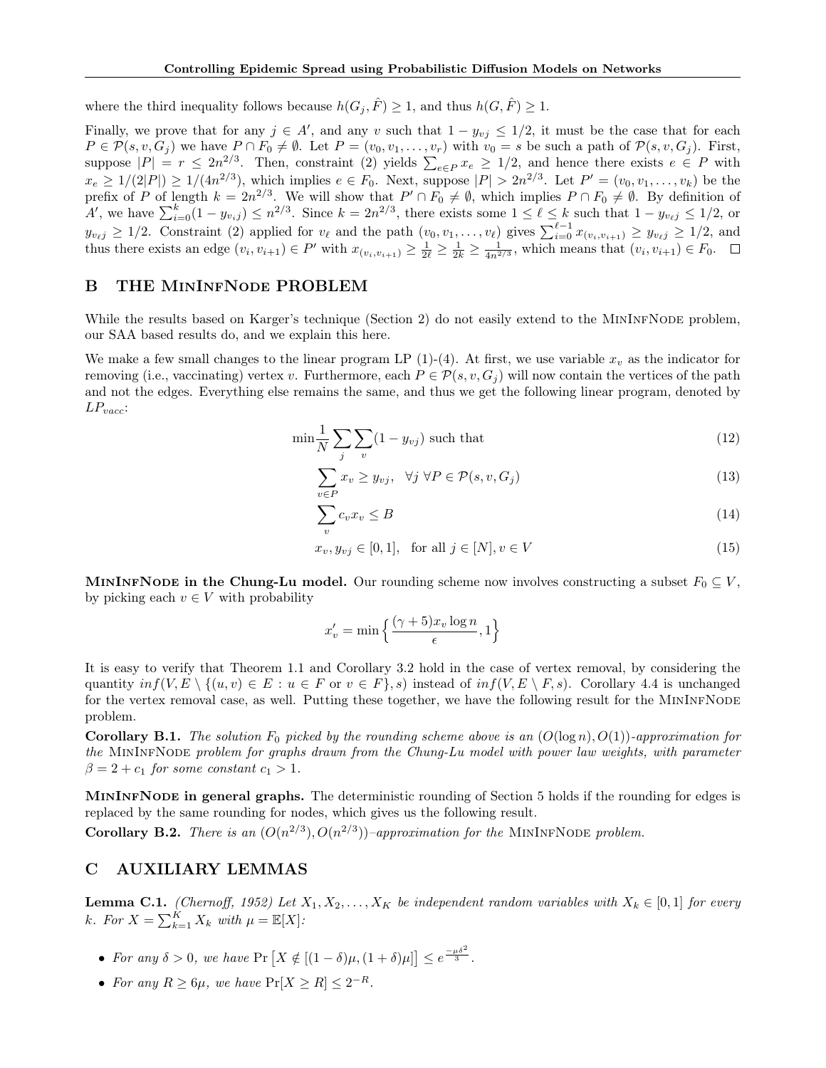where the third inequality follows because $h(G_j, \hat{F}) \geq 1$, and thus $h(G, \hat{F}) \geq 1$.

Finally, we prove that for any $j \in A'$, and any $v$ such that $1 - y_{vj} \leq 1/2$, it must be the case that for each $P \in \mathcal{P}(s, v, G_j)$ we have $P \cap F_0 \neq \emptyset$. Let $P = (v_0, v_1, \ldots, v_r)$ with $v_0 = s$ be such a path of $\mathcal{P}(s, v, G_j)$. First, suppose $|P| = r \leq 2n^{2/3}$. Then, constraint (2) yields $\sum_{e \in P} x_e \geq 1/2$, and hence there exists $e \in P$ with $x_e \geq 1/(2|P|) \geq 1/(4n^{2/3})$, which implies $e \in F_0$. Next, suppose $|P| > 2n^{2/3}$. Let $P' = (v_0, v_1, \ldots, v_k)$ be the prefix of $P$ of length $k = 2n^{2/3}$. We will show that $P' \cap F_0 \neq \emptyset$, which implies $P \cap F_0 \neq \emptyset$. By definition of $A'$, we have $\sum_{i=0}^{k}(1 - y_{v_i j}) \leq n^{2/3}$. Since $k = 2n^{2/3}$, there exists some $1 \leq \ell \leq k$ such that $1 - y_{v_\ell j} \leq 1/2$, or $y_{v_\ell j} \geq 1/2$. Constraint (2) applied for $v_\ell$ and the path $(v_0, v_1, \ldots, v_\ell)$ gives $\sum_{i=0}^{\ell-1} x_{(v_i, v_{i+1})} \geq y_{v_\ell j} \geq 1/2$, and thus there exists an edge $(v_i, v_{i+1}) \in P'$ with $x_{(v_i, v_{i+1})} \geq \frac{1}{2\ell} \geq \frac{1}{2k} \geq \frac{1}{4n^{2/3}}$, which means that $(v_i, v_{i+1}) \in F_0$. □

## B THE MinInfNode PROBLEM

While the results based on Karger's technique (Section 2) do not easily extend to the MinInfNode problem, our SAA based results do, and we explain this here.

We make a few small changes to the linear program LP (1)-(4). At first, we use variable $x_v$ as the indicator for removing (i.e., vaccinating) vertex $v$. Furthermore, each $P \in \mathcal{P}(s, v, G_j)$ will now contain the vertices of the path and not the edges. Everything else remains the same, and thus we get the following linear program, denoted by $LP_{vacc}$:

$$\min \frac{1}{N} \sum_j \sum_v (1 - y_{vj}) \text{ such that} \tag{12}$$

$$\sum_{v \in P} x_v \geq y_{vj}, \quad \forall j \; \forall P \in \mathcal{P}(s, v, G_j) \tag{13}$$

$$\sum_v c_v x_v \leq B \tag{14}$$

$$x_v, y_{vj} \in [0, 1], \quad \text{for all } j \in [N], v \in V \tag{15}$$

**MinInfNode in the Chung-Lu model.** Our rounding scheme now involves constructing a subset $F_0 \subseteq V$, by picking each $v \in V$ with probability

$$x'_v = \min\Big\{\frac{(\gamma + 5)x_v \log n}{\epsilon}, 1\Big\}$$

It is easy to verify that Theorem 1.1 and Corollary 3.2 hold in the case of vertex removal, by considering the quantity $inf(V, E \setminus \{(u, v) \in E : u \in F \text{ or } v \in F\}, s)$ instead of $inf(V, E \setminus F, s)$. Corollary 4.4 is unchanged for the vertex removal case, as well. Putting these together, we have the following result for the MinInfNode problem.

**Corollary B.1.** *The solution $F_0$ picked by the rounding scheme above is an $(O(\log n), O(1))$-approximation for the* MinInfNode *problem for graphs drawn from the Chung-Lu model with power law weights, with parameter $\beta = 2 + c_1$ for some constant $c_1 > 1$.*

**MinInfNode in general graphs.** The deterministic rounding of Section 5 holds if the rounding for edges is replaced by the same rounding for nodes, which gives us the following result.

**Corollary B.2.** *There is an $(O(n^{2/3}), O(n^{2/3}))$–approximation for the* MinInfNode *problem.*

## C AUXILIARY LEMMAS

**Lemma C.1.** *(Chernoff, 1952) Let $X_1, X_2, \ldots, X_K$ be independent random variables with $X_k \in [0, 1]$ for every $k$. For $X = \sum_{k=1}^{K} X_k$ with $\mu = \mathbb{E}[X]$:*

- *For any $\delta > 0$, we have $\Pr\left[X \notin [(1 - \delta)\mu, (1 + \delta)\mu]\right] \leq e^{\frac{-\mu\delta^2}{3}}$.*
- *For any $R \geq 6\mu$, we have $\Pr[X \geq R] \leq 2^{-R}$.*